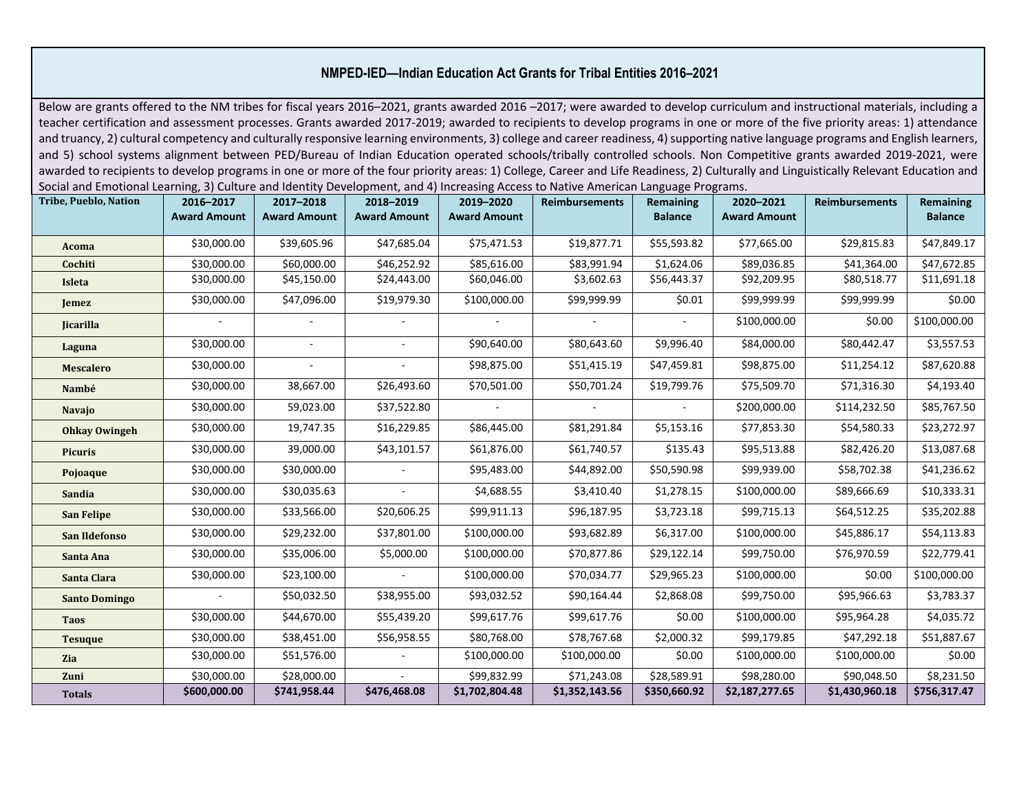## NMPED-IED—Indian Education Act Grants for Tribal Entities 2016–2021

Below are grants offered to the NM tribes for fiscal years 2016–2021, grants awarded 2016 –2017; were awarded to develop curriculum and instructional materials, including a teacher certification and assessment processes. Grants awarded 2017-2019; awarded to recipients to develop programs in one or more of the five priority areas: 1) attendance and truancy, 2) cultural competency and culturally responsive learning environments, 3) college and career readiness, 4) supporting native language programs and English learners, and 5) school systems alignment between PED/Bureau of Indian Education operated schools/tribally controlled schools. Non Competitive grants awarded 2019-2021, were awarded to recipients to develop programs in one or more of the four priority areas: 1) College, Career and Life Readiness, 2) Culturally and Linguistically Relevant Education and Social and Emotional Learning, 3) Culture and Identity Development, and 4) Increasing Access to Native American Language Programs.

| Tribe, Pueblo, Nation | 2016–2017 Award Amount | 2017–2018 Award Amount | 2018–2019 Award Amount | 2019–2020 Award Amount | Reimbursements | Remaining Balance | 2020–2021 Award Amount | Reimbursements | Remaining Balance |
|---|---|---|---|---|---|---|---|---|---|
| Acoma | $30,000.00 | $39,605.96 | $47,685.04 | $75,471.53 | $19,877.71 | $55,593.82 | $77,665.00 | $29,815.83 | $47,849.17 |
| Cochiti | $30,000.00 | $60,000.00 | $46,252.92 | $85,616.00 | $83,991.94 | $1,624.06 | $89,036.85 | $41,364.00 | $47,672.85 |
| Isleta | $30,000.00 | $45,150.00 | $24,443.00 | $60,046.00 | $3,602.63 | $56,443.37 | $92,209.95 | $80,518.77 | $11,691.18 |
| Jemez | $30,000.00 | $47,096.00 | $19,979.30 | $100,000.00 | $99,999.99 | $0.01 | $99,999.99 | $99,999.99 | $0.00 |
| Jicarilla | - | - | - | - | - | - | $100,000.00 | $0.00 | $100,000.00 |
| Laguna | $30,000.00 | - | - | $90,640.00 | $80,643.60 | $9,996.40 | $84,000.00 | $80,442.47 | $3,557.53 |
| Mescalero | $30,000.00 | - | - | $98,875.00 | $51,415.19 | $47,459.81 | $98,875.00 | $11,254.12 | $87,620.88 |
| Nambé | $30,000.00 | 38,667.00 | $26,493.60 | $70,501.00 | $50,701.24 | $19,799.76 | $75,509.70 | $71,316.30 | $4,193.40 |
| Navajo | $30,000.00 | 59,023.00 | $37,522.80 | - | - | - | $200,000.00 | $114,232.50 | $85,767.50 |
| Ohkay Owingeh | $30,000.00 | 19,747.35 | $16,229.85 | $86,445.00 | $81,291.84 | $5,153.16 | $77,853.30 | $54,580.33 | $23,272.97 |
| Picuris | $30,000.00 | 39,000.00 | $43,101.57 | $61,876.00 | $61,740.57 | $135.43 | $95,513.88 | $82,426.20 | $13,087.68 |
| Pojoaque | $30,000.00 | $30,000.00 | - | $95,483.00 | $44,892.00 | $50,590.98 | $99,939.00 | $58,702.38 | $41,236.62 |
| Sandia | $30,000.00 | $30,035.63 | - | $4,688.55 | $3,410.40 | $1,278.15 | $100,000.00 | $89,666.69 | $10,333.31 |
| San Felipe | $30,000.00 | $33,566.00 | $20,606.25 | $99,911.13 | $96,187.95 | $3,723.18 | $99,715.13 | $64,512.25 | $35,202.88 |
| San Ildefonso | $30,000.00 | $29,232.00 | $37,801.00 | $100,000.00 | $93,682.89 | $6,317.00 | $100,000.00 | $45,886.17 | $54,113.83 |
| Santa Ana | $30,000.00 | $35,006.00 | $5,000.00 | $100,000.00 | $70,877.86 | $29,122.14 | $99,750.00 | $76,970.59 | $22,779.41 |
| Santa Clara | $30,000.00 | $23,100.00 | - | $100,000.00 | $70,034.77 | $29,965.23 | $100,000.00 | $0.00 | $100,000.00 |
| Santo Domingo | - | $50,032.50 | $38,955.00 | $93,032.52 | $90,164.44 | $2,868.08 | $99,750.00 | $95,966.63 | $3,783.37 |
| Taos | $30,000.00 | $44,670.00 | $55,439.20 | $99,617.76 | $99,617.76 | $0.00 | $100,000.00 | $95,964.28 | $4,035.72 |
| Tesuque | $30,000.00 | $38,451.00 | $56,958.55 | $80,768.00 | $78,767.68 | $2,000.32 | $99,179.85 | $47,292.18 | $51,887.67 |
| Zia | $30,000.00 | $51,576.00 | - | $100,000.00 | $100,000.00 | $0.00 | $100,000.00 | $100,000.00 | $0.00 |
| Zuni | $30,000.00 | $28,000.00 | - | $99,832.99 | $71,243.08 | $28,589.91 | $98,280.00 | $90,048.50 | $8,231.50 |
| **Totals** | **$600,000.00** | **$741,958.44** | **$476,468.08** | **$1,702,804.48** | **$1,352,143.56** | **$350,660.92** | **$2,187,277.65** | **$1,430,960.18** | **$756,317.47** |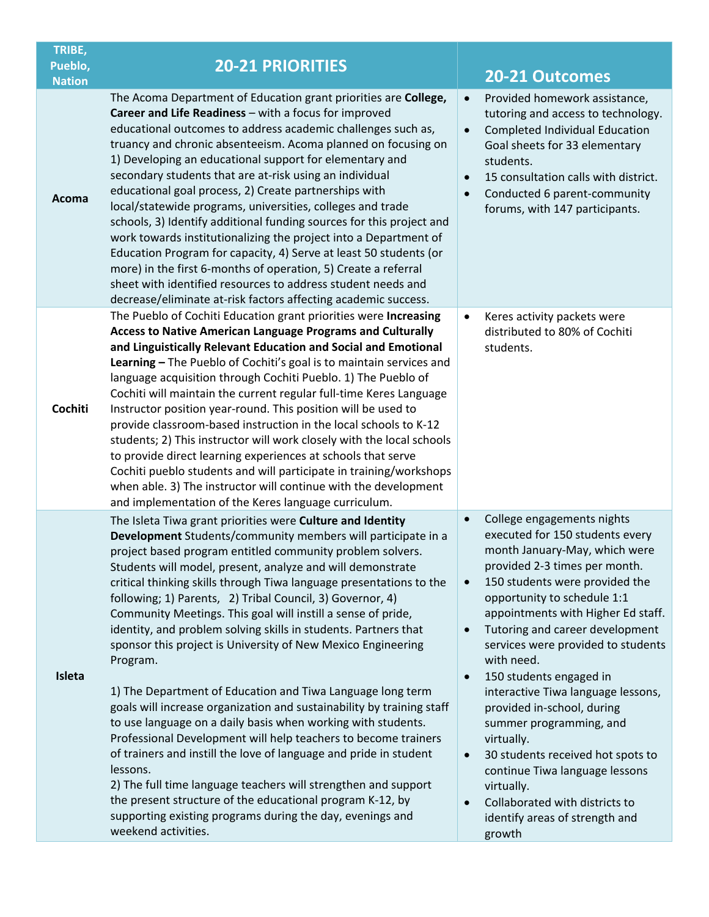| TRIBE, Pueblo, Nation | 20-21 PRIORITIES | 20-21 Outcomes |
|---|---|---|
| **Acoma** | The Acoma Department of Education grant priorities are **College, Career and Life Readiness** – with a focus for improved educational outcomes to address academic challenges such as, truancy and chronic absenteeism. Acoma planned on focusing on 1) Developing an educational support for elementary and secondary students that are at-risk using an individual educational goal process, 2) Create partnerships with local/statewide programs, universities, colleges and trade schools, 3) Identify additional funding sources for this project and work towards institutionalizing the project into a Department of Education Program for capacity, 4) Serve at least 50 students (or more) in the first 6-months of operation, 5) Create a referral sheet with identified resources to address student needs and decrease/eliminate at-risk factors affecting academic success. | • Provided homework assistance, tutoring and access to technology.<br>• Completed Individual Education Goal sheets for 33 elementary students.<br>• 15 consultation calls with district.<br>• Conducted 6 parent-community forums, with 147 participants. |
| **Cochiti** | The Pueblo of Cochiti Education grant priorities were **Increasing Access to Native American Language Programs and Culturally and Linguistically Relevant Education and Social and Emotional Learning –** The Pueblo of Cochiti's goal is to maintain services and language acquisition through Cochiti Pueblo. 1) The Pueblo of Cochiti will maintain the current regular full-time Keres Language Instructor position year-round. This position will be used to provide classroom-based instruction in the local schools to K-12 students; 2) This instructor will work closely with the local schools to provide direct learning experiences at schools that serve Cochiti pueblo students and will participate in training/workshops when able. 3) The instructor will continue with the development and implementation of the Keres language curriculum. | • Keres activity packets were distributed to 80% of Cochiti students. |
| **Isleta** | The Isleta Tiwa grant priorities were **Culture and Identity Development** Students/community members will participate in a project based program entitled community problem solvers. Students will model, present, analyze and will demonstrate critical thinking skills through Tiwa language presentations to the following; 1) Parents, 2) Tribal Council, 3) Governor, 4) Community Meetings. This goal will instill a sense of pride, identity, and problem solving skills in students. Partners that sponsor this project is University of New Mexico Engineering Program.<br><br>1) The Department of Education and Tiwa Language long term goals will increase organization and sustainability by training staff to use language on a daily basis when working with students. Professional Development will help teachers to become trainers of trainers and instill the love of language and pride in student lessons.<br>2) The full time language teachers will strengthen and support the present structure of the educational program K-12, by supporting existing programs during the day, evenings and weekend activities. | • College engagements nights executed for 150 students every month January-May, which were provided 2-3 times per month.<br>• 150 students were provided the opportunity to schedule 1:1 appointments with Higher Ed staff.<br>• Tutoring and career development services were provided to students with need.<br>• 150 students engaged in interactive Tiwa language lessons, provided in-school, during summer programming, and virtually.<br>• 30 students received hot spots to continue Tiwa language lessons virtually.<br>• Collaborated with districts to identify areas of strength and growth |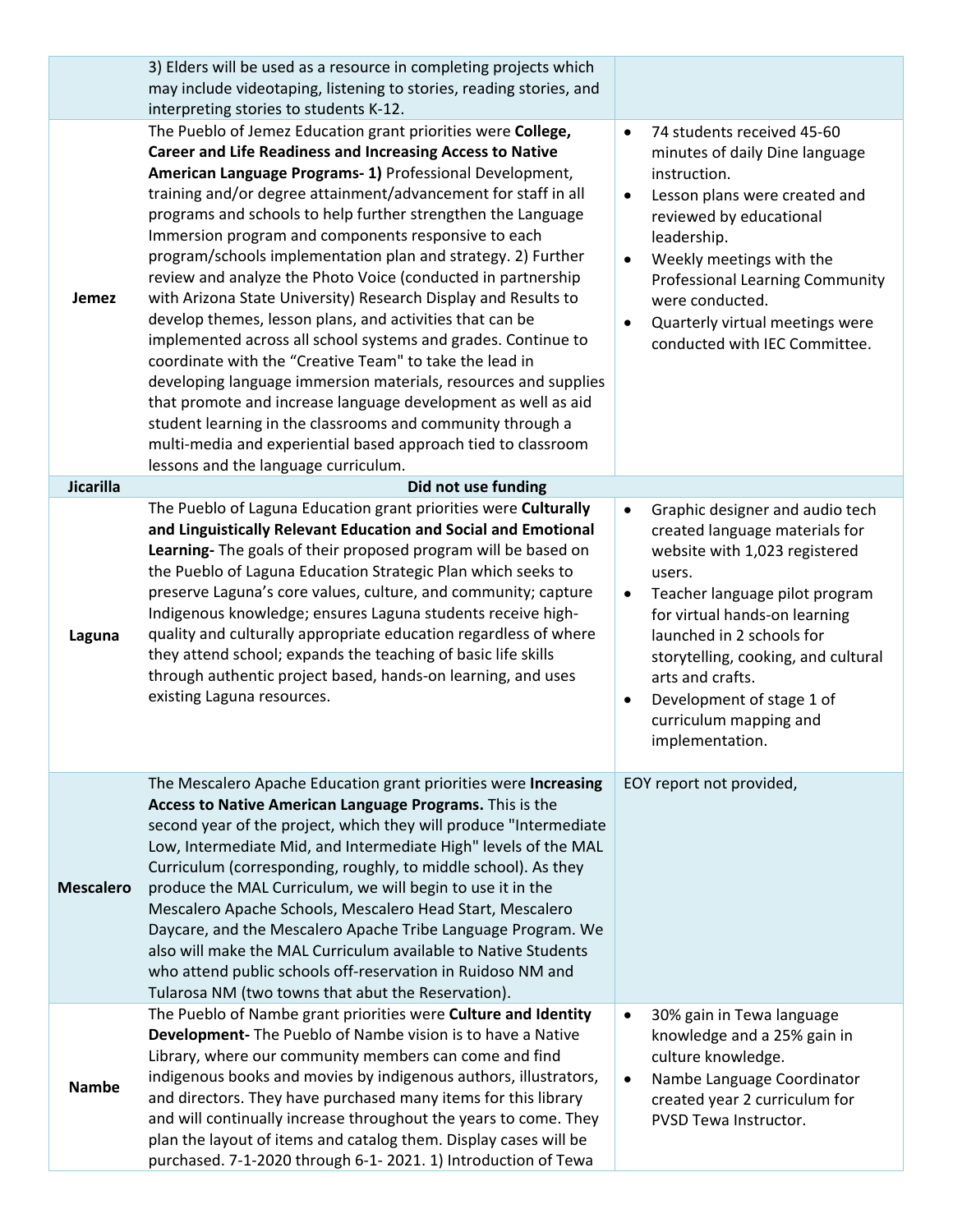| | | |
|---|---|---|
| | 3) Elders will be used as a resource in completing projects which may include videotaping, listening to stories, reading stories, and interpreting stories to students K-12. | |
| **Jemez** | The Pueblo of Jemez Education grant priorities were **College, Career and Life Readiness and Increasing Access to Native American Language Programs- 1)** Professional Development, training and/or degree attainment/advancement for staff in all programs and schools to help further strengthen the Language Immersion program and components responsive to each program/schools implementation plan and strategy. 2) Further review and analyze the Photo Voice (conducted in partnership with Arizona State University) Research Display and Results to develop themes, lesson plans, and activities that can be implemented across all school systems and grades. Continue to coordinate with the "Creative Team" to take the lead in developing language immersion materials, resources and supplies that promote and increase language development as well as aid student learning in the classrooms and community through a multi-media and experiential based approach tied to classroom lessons and the language curriculum. | • 74 students received 45-60 minutes of daily Dine language instruction.<br>• Lesson plans were created and reviewed by educational leadership.<br>• Weekly meetings with the Professional Learning Community were conducted.<br>• Quarterly virtual meetings were conducted with IEC Committee. |
| **Jicarilla** | **Did not use funding** | |
| **Laguna** | The Pueblo of Laguna Education grant priorities were **Culturally and Linguistically Relevant Education and Social and Emotional Learning-** The goals of their proposed program will be based on the Pueblo of Laguna Education Strategic Plan which seeks to preserve Laguna's core values, culture, and community; capture Indigenous knowledge; ensures Laguna students receive high-quality and culturally appropriate education regardless of where they attend school; expands the teaching of basic life skills through authentic project based, hands-on learning, and uses existing Laguna resources. | • Graphic designer and audio tech created language materials for website with 1,023 registered users.<br>• Teacher language pilot program for virtual hands-on learning launched in 2 schools for storytelling, cooking, and cultural arts and crafts.<br>• Development of stage 1 of curriculum mapping and implementation. |
| **Mescalero** | The Mescalero Apache Education grant priorities were **Increasing Access to Native American Language Programs.** This is the second year of the project, which they will produce "Intermediate Low, Intermediate Mid, and Intermediate High" levels of the MAL Curriculum (corresponding, roughly, to middle school). As they produce the MAL Curriculum, we will begin to use it in the Mescalero Apache Schools, Mescalero Head Start, Mescalero Daycare, and the Mescalero Apache Tribe Language Program. We also will make the MAL Curriculum available to Native Students who attend public schools off-reservation in Ruidoso NM and Tularosa NM (two towns that abut the Reservation). | EOY report not provided, |
| **Nambe** | The Pueblo of Nambe grant priorities were **Culture and Identity Development-** The Pueblo of Nambe vision is to have a Native Library, where our community members can come and find indigenous books and movies by indigenous authors, illustrators, and directors. They have purchased many items for this library and will continually increase throughout the years to come. They plan the layout of items and catalog them. Display cases will be purchased. 7-1-2020 through 6-1- 2021. 1) Introduction of Tewa | • 30% gain in Tewa language knowledge and a 25% gain in culture knowledge.<br>• Nambe Language Coordinator created year 2 curriculum for PVSD Tewa Instructor. |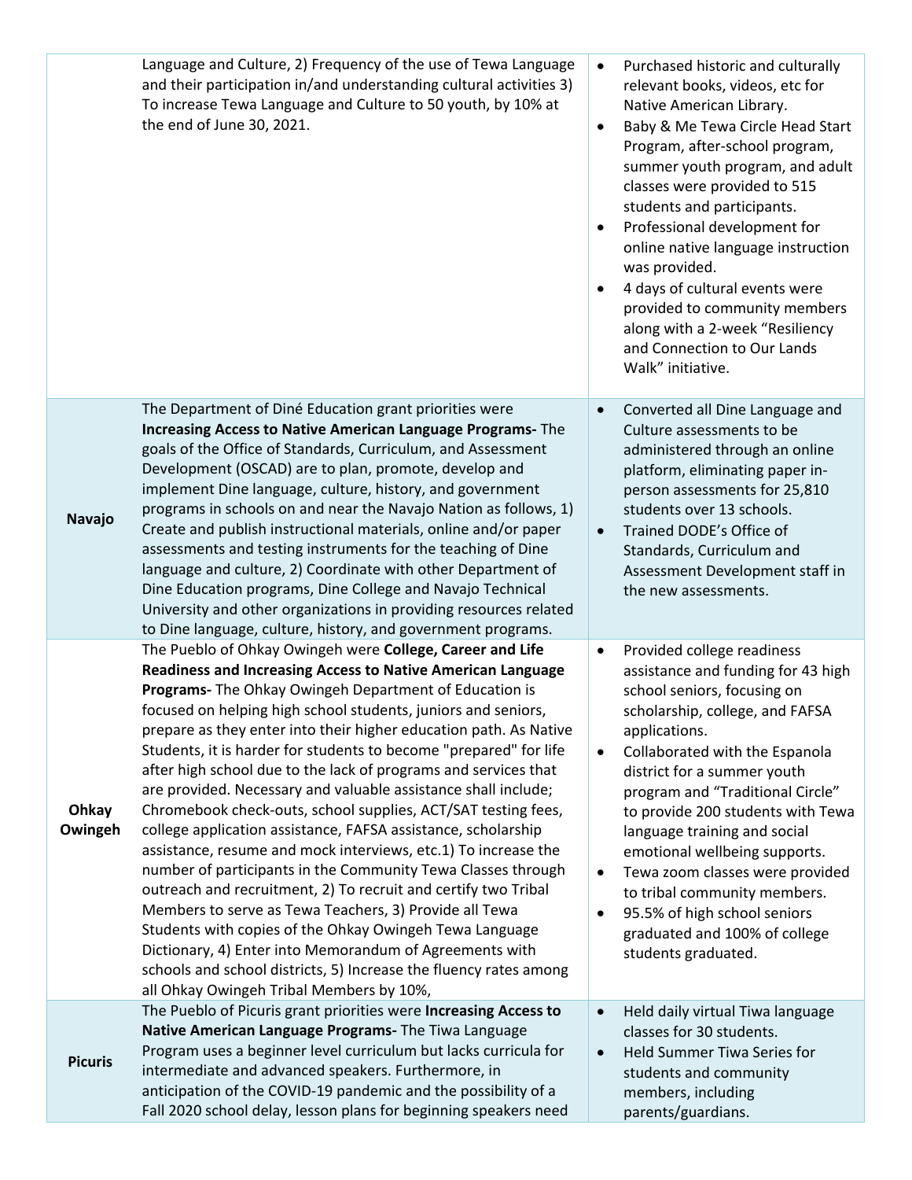| | | |
|---|---|---|
| | Language and Culture, 2) Frequency of the use of Tewa Language and their participation in/and understanding cultural activities 3) To increase Tewa Language and Culture to 50 youth, by 10% at the end of June 30, 2021. | • Purchased historic and culturally relevant books, videos, etc for Native American Library.<br>• Baby & Me Tewa Circle Head Start Program, after-school program, summer youth program, and adult classes were provided to 515 students and participants.<br>• Professional development for online native language instruction was provided.<br>• 4 days of cultural events were provided to community members along with a 2-week "Resiliency and Connection to Our Lands Walk" initiative. |
| **Navajo** | The Department of Diné Education grant priorities were **Increasing Access to Native American Language Programs-** The goals of the Office of Standards, Curriculum, and Assessment Development (OSCAD) are to plan, promote, develop and implement Dine language, culture, history, and government programs in schools on and near the Navajo Nation as follows, 1) Create and publish instructional materials, online and/or paper assessments and testing instruments for the teaching of Dine language and culture, 2) Coordinate with other Department of Dine Education programs, Dine College and Navajo Technical University and other organizations in providing resources related to Dine language, culture, history, and government programs. | • Converted all Dine Language and Culture assessments to be administered through an online platform, eliminating paper in-person assessments for 25,810 students over 13 schools.<br>• Trained DODE's Office of Standards, Curriculum and Assessment Development staff in the new assessments. |
| **Ohkay Owingeh** | The Pueblo of Ohkay Owingeh were **College, Career and Life Readiness and Increasing Access to Native American Language Programs-** The Ohkay Owingeh Department of Education is focused on helping high school students, juniors and seniors, prepare as they enter into their higher education path. As Native Students, it is harder for students to become "prepared" for life after high school due to the lack of programs and services that are provided. Necessary and valuable assistance shall include; Chromebook check-outs, school supplies, ACT/SAT testing fees, college application assistance, FAFSA assistance, scholarship assistance, resume and mock interviews, etc.1) To increase the number of participants in the Community Tewa Classes through outreach and recruitment, 2) To recruit and certify two Tribal Members to serve as Tewa Teachers, 3) Provide all Tewa Students with copies of the Ohkay Owingeh Tewa Language Dictionary, 4) Enter into Memorandum of Agreements with schools and school districts, 5) Increase the fluency rates among all Ohkay Owingeh Tribal Members by 10%, | • Provided college readiness assistance and funding for 43 high school seniors, focusing on scholarship, college, and FAFSA applications.<br>• Collaborated with the Espanola district for a summer youth program and "Traditional Circle" to provide 200 students with Tewa language training and social emotional wellbeing supports.<br>• Tewa zoom classes were provided to tribal community members.<br>• 95.5% of high school seniors graduated and 100% of college students graduated. |
| **Picuris** | The Pueblo of Picuris grant priorities were **Increasing Access to Native American Language Programs-** The Tiwa Language Program uses a beginner level curriculum but lacks curricula for intermediate and advanced speakers. Furthermore, in anticipation of the COVID-19 pandemic and the possibility of a Fall 2020 school delay, lesson plans for beginning speakers need | • Held daily virtual Tiwa language classes for 30 students.<br>• Held Summer Tiwa Series for students and community members, including parents/guardians. |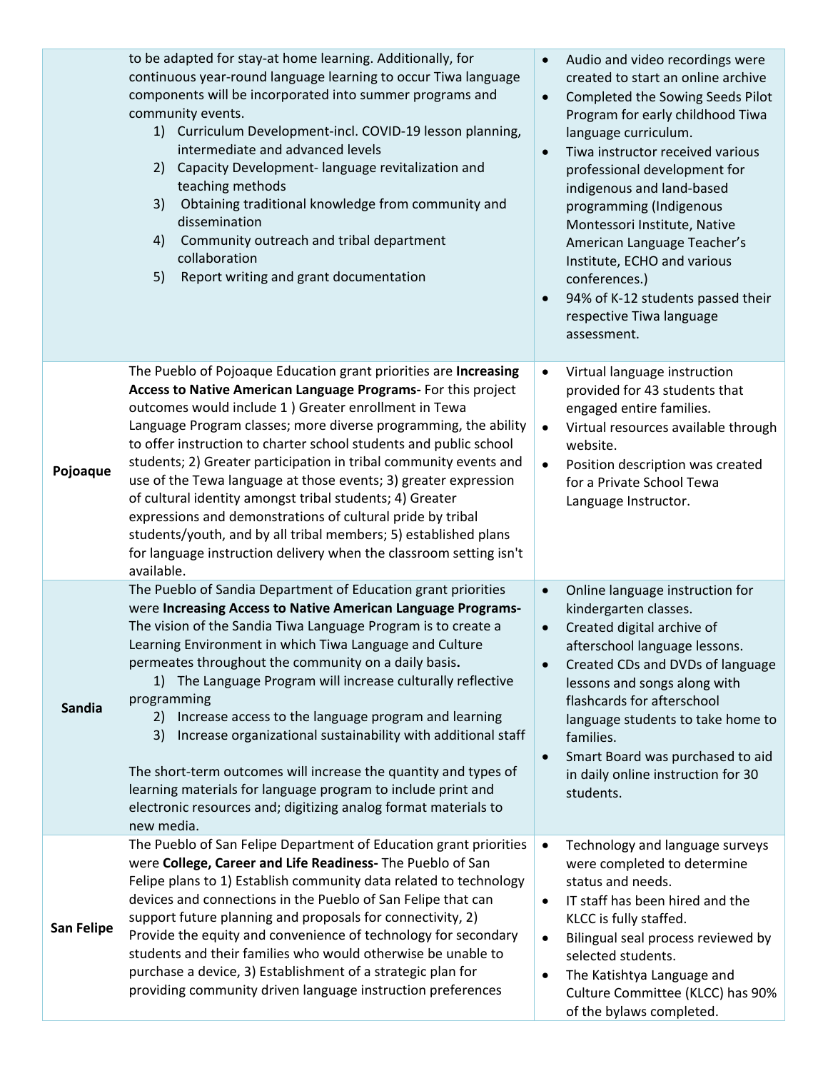| | | |
|---|---|---|
| | to be adapted for stay-at home learning. Additionally, for continuous year-round language learning to occur Tiwa language components will be incorporated into summer programs and community events.<br>1) Curriculum Development-incl. COVID-19 lesson planning, intermediate and advanced levels<br>2) Capacity Development- language revitalization and teaching methods<br>3) Obtaining traditional knowledge from community and dissemination<br>4) Community outreach and tribal department collaboration<br>5) Report writing and grant documentation | • Audio and video recordings were created to start an online archive<br>• Completed the Sowing Seeds Pilot Program for early childhood Tiwa language curriculum.<br>• Tiwa instructor received various professional development for indigenous and land-based programming (Indigenous Montessori Institute, Native American Language Teacher's Institute, ECHO and various conferences.)<br>• 94% of K-12 students passed their respective Tiwa language assessment. |
| **Pojoaque** | The Pueblo of Pojoaque Education grant priorities are **Increasing Access to Native American Language Programs-** For this project outcomes would include 1 ) Greater enrollment in Tewa Language Program classes; more diverse programming, the ability to offer instruction to charter school students and public school students; 2) Greater participation in tribal community events and use of the Tewa language at those events; 3) greater expression of cultural identity amongst tribal students; 4) Greater expressions and demonstrations of cultural pride by tribal students/youth, and by all tribal members; 5) established plans for language instruction delivery when the classroom setting isn't available. | • Virtual language instruction provided for 43 students that engaged entire families.<br>• Virtual resources available through website.<br>• Position description was created for a Private School Tewa Language Instructor. |
| **Sandia** | The Pueblo of Sandia Department of Education grant priorities were **Increasing Access to Native American Language Programs-** The vision of the Sandia Tiwa Language Program is to create a Learning Environment in which Tiwa Language and Culture permeates throughout the community on a daily basis.<br>1) The Language Program will increase culturally reflective programming<br>2) Increase access to the language program and learning<br>3) Increase organizational sustainability with additional staff<br><br>The short-term outcomes will increase the quantity and types of learning materials for language program to include print and electronic resources and; digitizing analog format materials to new media. | • Online language instruction for kindergarten classes.<br>• Created digital archive of afterschool language lessons.<br>• Created CDs and DVDs of language lessons and songs along with flashcards for afterschool language students to take home to families.<br>• Smart Board was purchased to aid in daily online instruction for 30 students. |
| **San Felipe** | The Pueblo of San Felipe Department of Education grant priorities were **College, Career and Life Readiness-** The Pueblo of San Felipe plans to 1) Establish community data related to technology devices and connections in the Pueblo of San Felipe that can support future planning and proposals for connectivity, 2) Provide the equity and convenience of technology for secondary students and their families who would otherwise be unable to purchase a device, 3) Establishment of a strategic plan for providing community driven language instruction preferences | • Technology and language surveys were completed to determine status and needs.<br>• IT staff has been hired and the KLCC is fully staffed.<br>• Bilingual seal process reviewed by selected students.<br>• The Katishtya Language and Culture Committee (KLCC) has 90% of the bylaws completed. |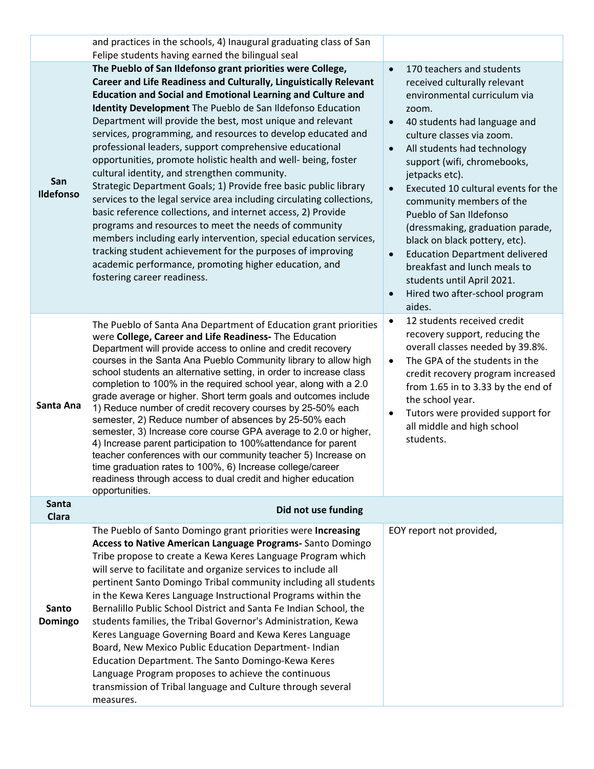| | | |
|---|---|---|
| | and practices in the schools, 4) Inaugural graduating class of San Felipe students having earned the bilingual seal | |
| **San Ildefonso** | **The Pueblo of San Ildefonso grant priorities were College, Career and Life Readiness and Culturally, Linguistically Relevant Education and Social and Emotional Learning and Culture and Identity Development** The Pueblo de San Ildefonso Education Department will provide the best, most unique and relevant services, programming, and resources to develop educated and professional leaders, support comprehensive educational opportunities, promote holistic health and well- being, foster cultural identity, and strengthen community.<br>Strategic Department Goals; 1) Provide free basic public library services to the legal service area including circulating collections, basic reference collections, and internet access, 2) Provide programs and resources to meet the needs of community members including early intervention, special education services, tracking student achievement for the purposes of improving academic performance, promoting higher education, and fostering career readiness. | • 170 teachers and students received culturally relevant environmental curriculum via zoom.<br>• 40 students had language and culture classes via zoom.<br>• All students had technology support (wifi, chromebooks, jetpacks etc).<br>• Executed 10 cultural events for the community members of the Pueblo of San Ildefonso (dressmaking, graduation parade, black on black pottery, etc).<br>• Education Department delivered breakfast and lunch meals to students until April 2021.<br>• Hired two after-school program aides. |
| **Santa Ana** | The Pueblo of Santa Ana Department of Education grant priorities were **College, Career and Life Readiness-** The Education Department will provide access to online and credit recovery courses in the Santa Ana Pueblo Community library to allow high school students an alternative setting, in order to increase class completion to 100% in the required school year, along with a 2.0 grade average or higher. Short term goals and outcomes include 1) Reduce number of credit recovery courses by 25-50% each semester, 2) Reduce number of absences by 25-50% each semester, 3) Increase core course GPA average to 2.0 or higher, 4) Increase parent participation to 100%attendance for parent teacher conferences with our community teacher 5) Increase on time graduation rates to 100%, 6) Increase college/career readiness through access to dual credit and higher education opportunities. | • 12 students received credit recovery support, reducing the overall classes needed by 39.8%.<br>• The GPA of the students in the credit recovery program increased from 1.65 in to 3.33 by the end of the school year.<br>• Tutors were provided support for all middle and high school students. |
| **Santa Clara** | **Did not use funding** | |
| **Santo Domingo** | The Pueblo of Santo Domingo grant priorities were **Increasing Access to Native American Language Programs-** Santo Domingo Tribe propose to create a Kewa Keres Language Program which will serve to facilitate and organize services to include all pertinent Santo Domingo Tribal community including all students in the Kewa Keres Language Instructional Programs within the Bernalillo Public School District and Santa Fe Indian School, the students families, the Tribal Governor's Administration, Kewa Keres Language Governing Board and Kewa Keres Language Board, New Mexico Public Education Department- Indian Education Department. The Santo Domingo-Kewa Keres Language Program proposes to achieve the continuous transmission of Tribal language and Culture through several measures. | EOY report not provided, |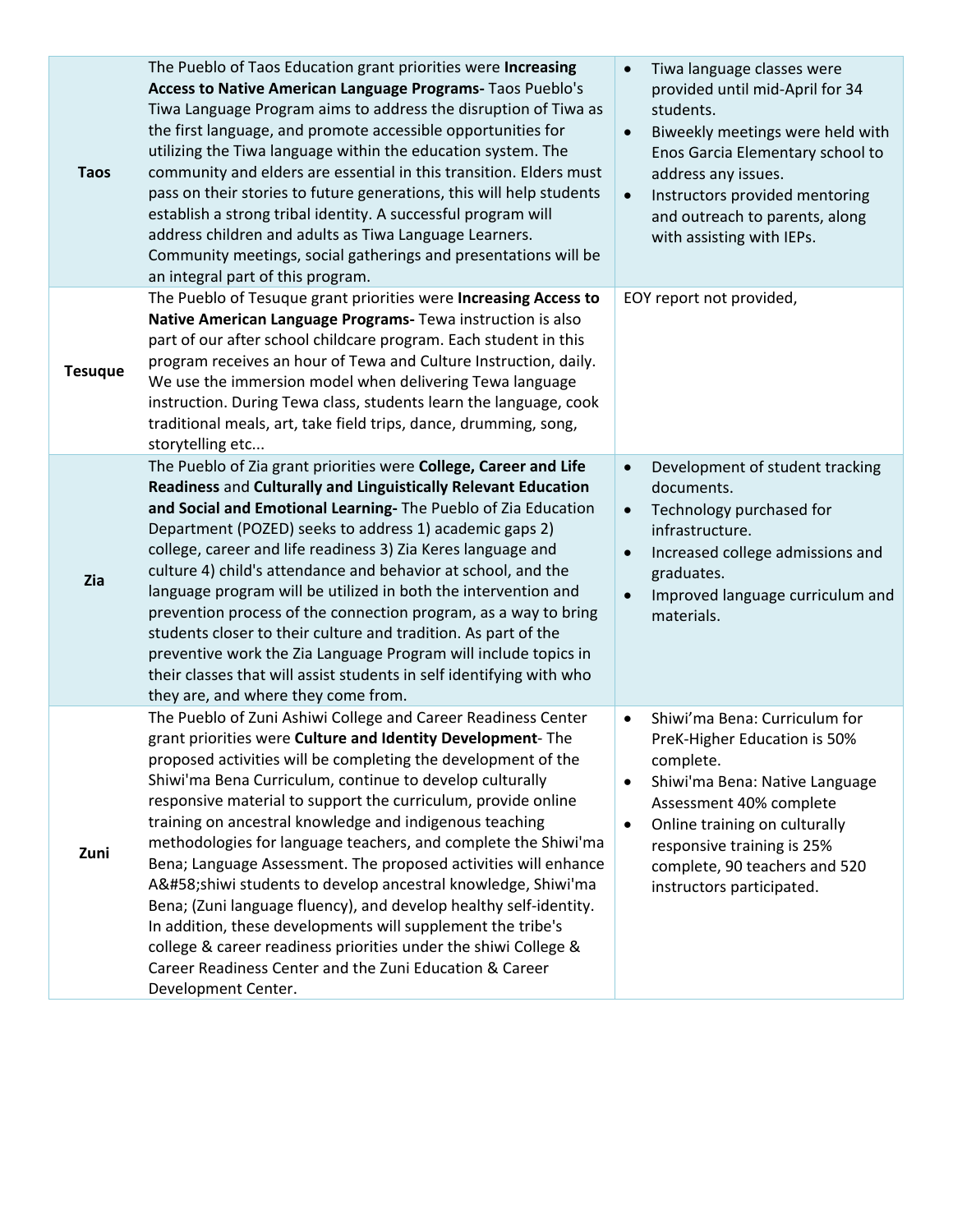| | | |
|---|---|---|
| **Taos** | The Pueblo of Taos Education grant priorities were **Increasing Access to Native American Language Programs-** Taos Pueblo's Tiwa Language Program aims to address the disruption of Tiwa as the first language, and promote accessible opportunities for utilizing the Tiwa language within the education system. The community and elders are essential in this transition. Elders must pass on their stories to future generations, this will help students establish a strong tribal identity. A successful program will address children and adults as Tiwa Language Learners. Community meetings, social gatherings and presentations will be an integral part of this program. | • Tiwa language classes were provided until mid-April for 34 students.<br>• Biweekly meetings were held with Enos Garcia Elementary school to address any issues.<br>• Instructors provided mentoring and outreach to parents, along with assisting with IEPs. |
| **Tesuque** | The Pueblo of Tesuque grant priorities were **Increasing Access to Native American Language Programs-** Tewa instruction is also part of our after school childcare program. Each student in this program receives an hour of Tewa and Culture Instruction, daily. We use the immersion model when delivering Tewa language instruction. During Tewa class, students learn the language, cook traditional meals, art, take field trips, dance, drumming, song, storytelling etc... | EOY report not provided, |
| **Zia** | The Pueblo of Zia grant priorities were **College, Career and Life Readiness** and **Culturally and Linguistically Relevant Education and Social and Emotional Learning-** The Pueblo of Zia Education Department (POZED) seeks to address 1) academic gaps 2) college, career and life readiness 3) Zia Keres language and culture 4) child's attendance and behavior at school, and the language program will be utilized in both the intervention and prevention process of the connection program, as a way to bring students closer to their culture and tradition. As part of the preventive work the Zia Language Program will include topics in their classes that will assist students in self identifying with who they are, and where they come from. | • Development of student tracking documents.<br>• Technology purchased for infrastructure.<br>• Increased college admissions and graduates.<br>• Improved language curriculum and materials. |
| **Zuni** | The Pueblo of Zuni Ashiwi College and Career Readiness Center grant priorities were **Culture and Identity Development**- The proposed activities will be completing the development of the Shiwi'ma Bena Curriculum, continue to develop culturally responsive material to support the curriculum, provide online training on ancestral knowledge and indigenous teaching methodologies for language teachers, and complete the Shiwi'ma Bena; Language Assessment. The proposed activities will enhance A&#58;shiwi students to develop ancestral knowledge, Shiwi'ma Bena; (Zuni language fluency), and develop healthy self-identity. In addition, these developments will supplement the tribe's college & career readiness priorities under the shiwi College & Career Readiness Center and the Zuni Education & Career Development Center. | • Shiwi'ma Bena: Curriculum for PreK-Higher Education is 50% complete.<br>• Shiwi'ma Bena: Native Language Assessment 40% complete<br>• Online training on culturally responsive training is 25% complete, 90 teachers and 520 instructors participated. |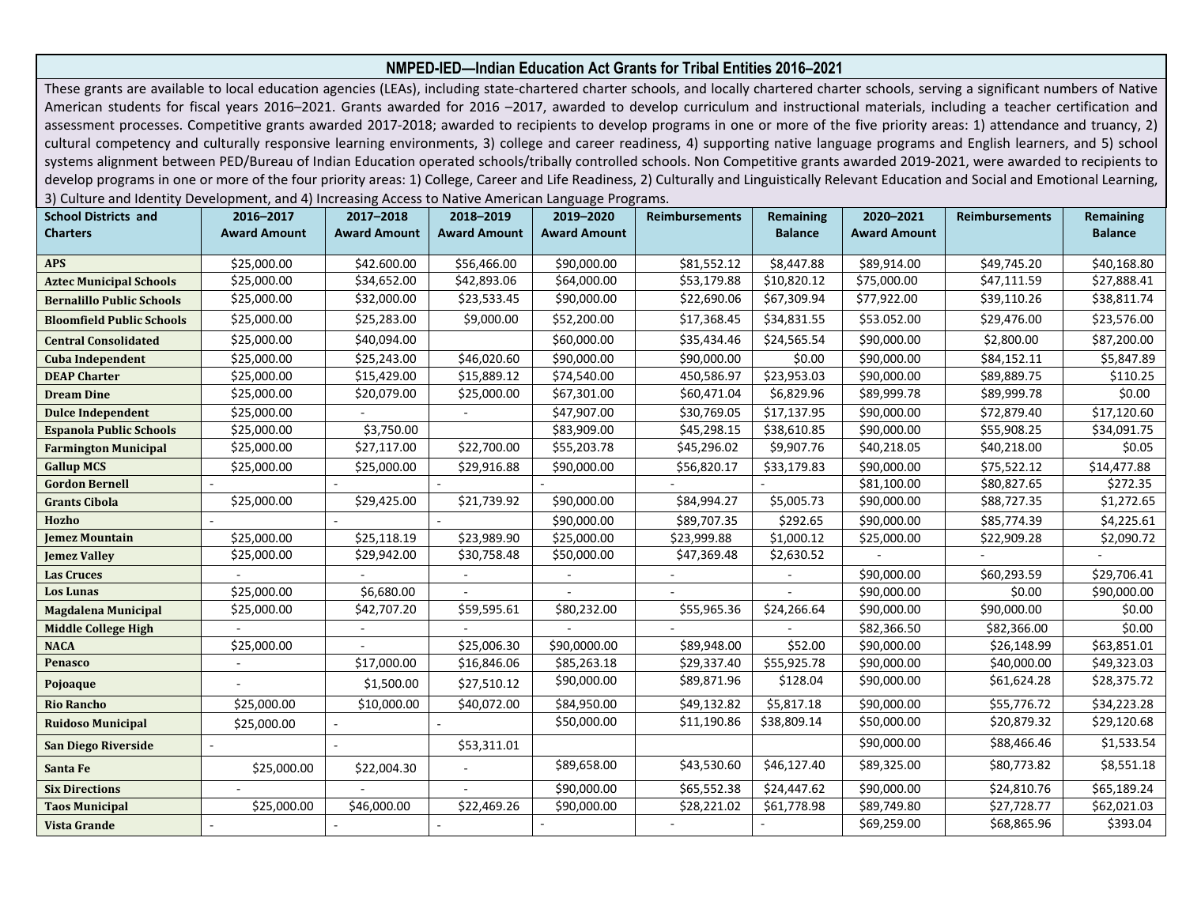## NMPED-IED—Indian Education Act Grants for Tribal Entities 2016–2021

These grants are available to local education agencies (LEAs), including state-chartered charter schools, and locally chartered charter schools, serving a significant numbers of Native American students for fiscal years 2016–2021. Grants awarded for 2016 –2017, awarded to develop curriculum and instructional materials, including a teacher certification and assessment processes. Competitive grants awarded 2017-2018; awarded to recipients to develop programs in one or more of the five priority areas: 1) attendance and truancy, 2) cultural competency and culturally responsive learning environments, 3) college and career readiness, 4) supporting native language programs and English learners, and 5) school systems alignment between PED/Bureau of Indian Education operated schools/tribally controlled schools. Non Competitive grants awarded 2019-2021, were awarded to recipients to develop programs in one or more of the four priority areas: 1) College, Career and Life Readiness, 2) Culturally and Linguistically Relevant Education and Social and Emotional Learning, 3) Culture and Identity Development, and 4) Increasing Access to Native American Language Programs.

| School Districts and Charters | 2016–2017 Award Amount | 2017–2018 Award Amount | 2018–2019 Award Amount | 2019–2020 Award Amount | Reimbursements | Remaining Balance | 2020–2021 Award Amount | Reimbursements | Remaining Balance |
|---|---|---|---|---|---|---|---|---|---|
| APS | $25,000.00 | $42.600.00 | $56,466.00 | $90,000.00 | $81,552.12 | $8,447.88 | $89,914.00 | $49,745.20 | $40,168.80 |
| Aztec Municipal Schools | $25,000.00 | $34,652.00 | $42,893.06 | $64,000.00 | $53,179.88 | $10,820.12 | $75,000.00 | $47,111.59 | $27,888.41 |
| Bernalillo Public Schools | $25,000.00 | $32,000.00 | $23,533.45 | $90,000.00 | $22,690.06 | $67,309.94 | $77,922.00 | $39,110.26 | $38,811.74 |
| Bloomfield Public Schools | $25,000.00 | $25,283.00 | $9,000.00 | $52,200.00 | $17,368.45 | $34,831.55 | $53.052.00 | $29,476.00 | $23,576.00 |
| Central Consolidated | $25,000.00 | $40,094.00 | | $60,000.00 | $35,434.46 | $24,565.54 | $90,000.00 | $2,800.00 | $87,200.00 |
| Cuba Independent | $25,000.00 | $25,243.00 | $46,020.60 | $90,000.00 | $90,000.00 | $0.00 | $90,000.00 | $84,152.11 | $5,847.89 |
| DEAP Charter | $25,000.00 | $15,429.00 | $15,889.12 | $74,540.00 | 450,586.97 | $23,953.03 | $90,000.00 | $89,889.75 | $110.25 |
| Dream Dine | $25,000.00 | $20,079.00 | $25,000.00 | $67,301.00 | $60,471.04 | $6,829.96 | $89,999.78 | $89,999.78 | $0.00 |
| Dulce Independent | $25,000.00 | - | - | $47,907.00 | $30,769.05 | $17,137.95 | $90,000.00 | $72,879.40 | $17,120.60 |
| Espanola Public Schools | $25,000.00 | $3,750.00 | | $83,909.00 | $45,298.15 | $38,610.85 | $90,000.00 | $55,908.25 | $34,091.75 |
| Farmington Municipal | $25,000.00 | $27,117.00 | $22,700.00 | $55,203.78 | $45,296.02 | $9,907.76 | $40,218.05 | $40,218.00 | $0.05 |
| Gallup MCS | $25,000.00 | $25,000.00 | $29,916.88 | $90,000.00 | $56,820.17 | $33,179.83 | $90,000.00 | $75,522.12 | $14,477.88 |
| Gordon Bernell | - | - | - | - | - | - | $81,100.00 | $80,827.65 | $272.35 |
| Grants Cibola | $25,000.00 | $29,425.00 | $21,739.92 | $90,000.00 | $84,994.27 | $5,005.73 | $90,000.00 | $88,727.35 | $1,272.65 |
| Hozho | - | - | - | $90,000.00 | $89,707.35 | $292.65 | $90,000.00 | $85,774.39 | $4,225.61 |
| Jemez Mountain | $25,000.00 | $25,118.19 | $23,989.90 | $25,000.00 | $23,999.88 | $1,000.12 | $25,000.00 | $22,909.28 | $2,090.72 |
| Jemez Valley | $25,000.00 | $29,942.00 | $30,758.48 | $50,000.00 | $47,369.48 | $2,630.52 | - | - | - |
| Las Cruces | - | - | - | - | - | - | $90,000.00 | $60,293.59 | $29,706.41 |
| Los Lunas | $25,000.00 | $6,680.00 | - | - | - | - | $90,000.00 | $0.00 | $90,000.00 |
| Magdalena Municipal | $25,000.00 | $42,707.20 | $59,595.61 | $80,232.00 | $55,965.36 | $24,266.64 | $90,000.00 | $90,000.00 | $0.00 |
| Middle College High | - | - | - | - | - | - | $82,366.50 | $82,366.00 | $0.00 |
| NACA | $25,000.00 | - | $25,006.30 | $90,0000.00 | $89,948.00 | $52.00 | $90,000.00 | $26,148.99 | $63,851.01 |
| Penasco | - | $17,000.00 | $16,846.06 | $85,263.18 | $29,337.40 | $55,925.78 | $90,000.00 | $40,000.00 | $49,323.03 |
| Pojoaque | - | $1,500.00 | $27,510.12 | $90,000.00 | $89,871.96 | $128.04 | $90,000.00 | $61,624.28 | $28,375.72 |
| Rio Rancho | $25,000.00 | $10,000.00 | $40,072.00 | $84,950.00 | $49,132.82 | $5,817.18 | $90,000.00 | $55,776.72 | $34,223.28 |
| Ruidoso Municipal | $25,000.00 | - | - | $50,000.00 | $11,190.86 | $38,809.14 | $50,000.00 | $20,879.32 | $29,120.68 |
| San Diego Riverside | - | - | $53,311.01 | | | | $90,000.00 | $88,466.46 | $1,533.54 |
| Santa Fe | $25,000.00 | $22,004.30 | - | $89,658.00 | $43,530.60 | $46,127.40 | $89,325.00 | $80,773.82 | $8,551.18 |
| Six Directions | - | - | - | $90,000.00 | $65,552.38 | $24,447.62 | $90,000.00 | $24,810.76 | $65,189.24 |
| Taos Municipal | $25,000.00 | $46,000.00 | $22,469.26 | $90,000.00 | $28,221.02 | $61,778.98 | $89,749.80 | $27,728.77 | $62,021.03 |
| Vista Grande | - | - | - | - | - | - | $69,259.00 | $68,865.96 | $393.04 |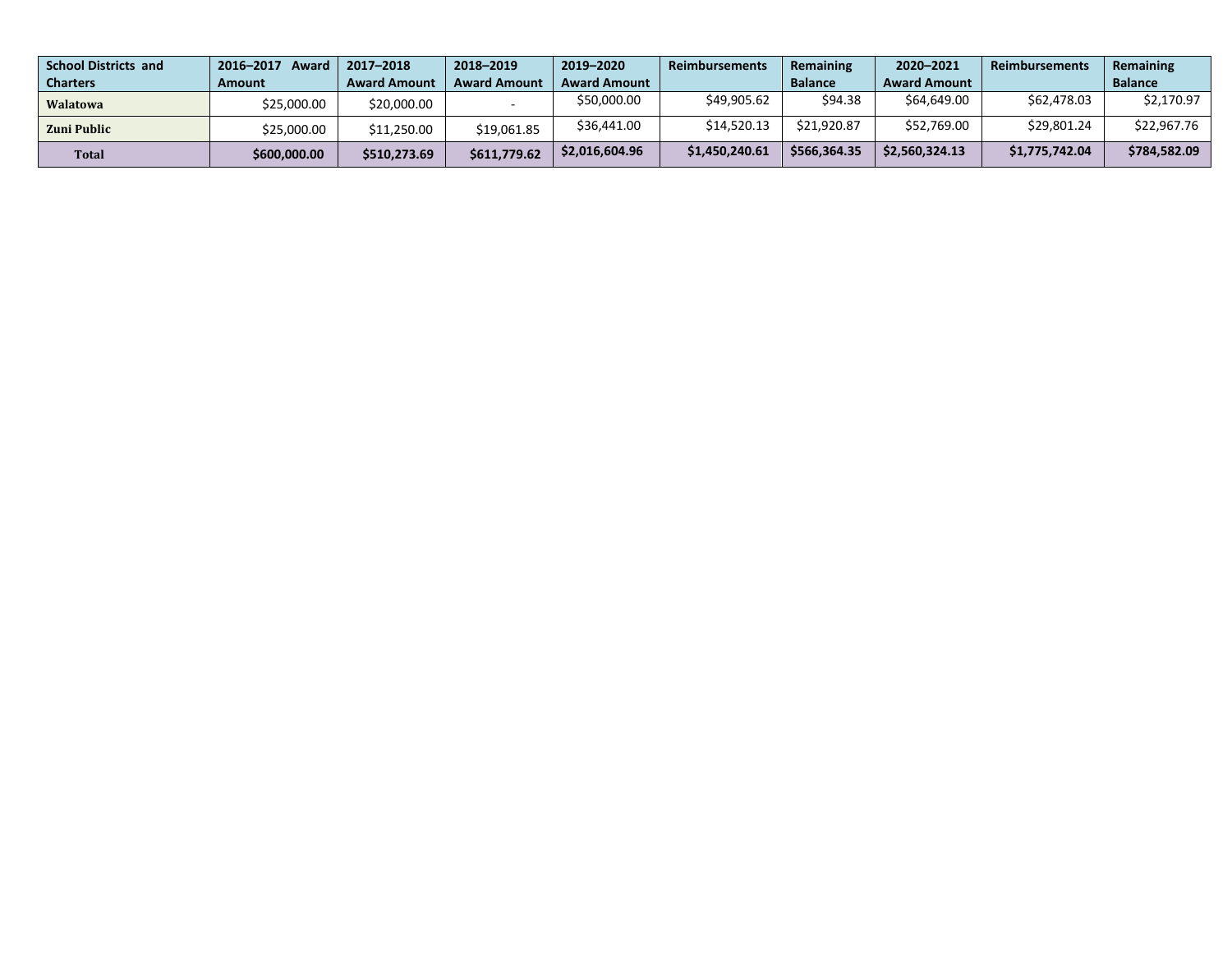| School Districts and Charters | 2016–2017 Award Amount | 2017–2018 Award Amount | 2018–2019 Award Amount | 2019–2020 Award Amount | Reimbursements | Remaining Balance | 2020–2021 Award Amount | Reimbursements | Remaining Balance |
|---|---|---|---|---|---|---|---|---|---|
| Walatowa | $25,000.00 | $20,000.00 | - | $50,000.00 | $49,905.62 | $94.38 | $64,649.00 | $62,478.03 | $2,170.97 |
| Zuni Public | $25,000.00 | $11,250.00 | $19,061.85 | $36,441.00 | $14,520.13 | $21,920.87 | $52,769.00 | $29,801.24 | $22,967.76 |
| **Total** | **$600,000.00** | **$510,273.69** | **$611,779.62** | **$2,016,604.96** | **$1,450,240.61** | **$566,364.35** | **$2,560,324.13** | **$1,775,742.04** | **$784,582.09** |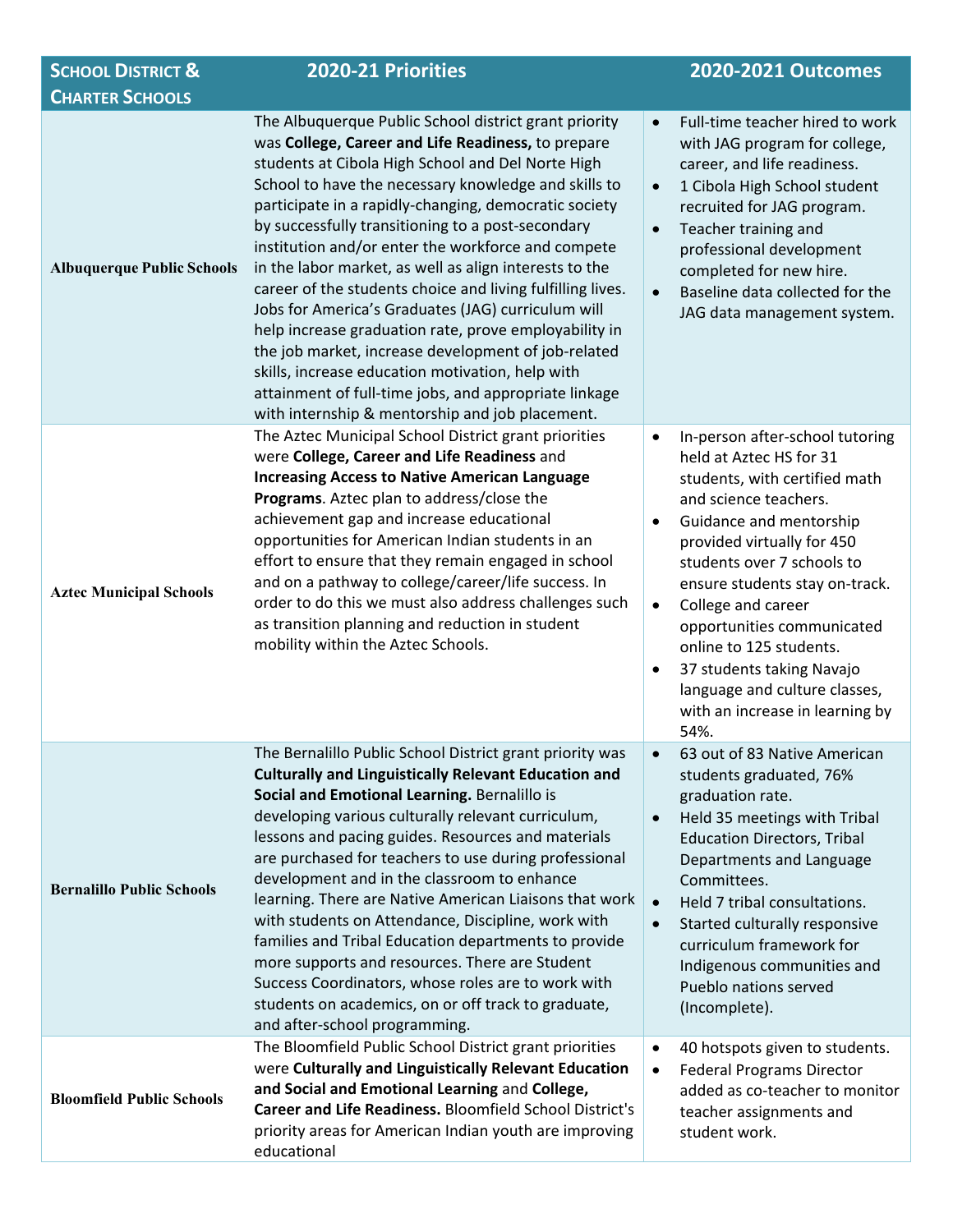| School District & Charter Schools | 2020-21 Priorities | 2020-2021 Outcomes |
|---|---|---|
| **Albuquerque Public Schools** | The Albuquerque Public School district grant priority was **College, Career and Life Readiness,** to prepare students at Cibola High School and Del Norte High School to have the necessary knowledge and skills to participate in a rapidly-changing, democratic society by successfully transitioning to a post-secondary institution and/or enter the workforce and compete in the labor market, as well as align interests to the career of the students choice and living fulfilling lives. Jobs for America's Graduates (JAG) curriculum will help increase graduation rate, prove employability in the job market, increase development of job-related skills, increase education motivation, help with attainment of full-time jobs, and appropriate linkage with internship & mentorship and job placement. | • Full-time teacher hired to work with JAG program for college, career, and life readiness.<br>• 1 Cibola High School student recruited for JAG program.<br>• Teacher training and professional development completed for new hire.<br>• Baseline data collected for the JAG data management system. |
| **Aztec Municipal Schools** | The Aztec Municipal School District grant priorities were **College, Career and Life Readiness** and **Increasing Access to Native American Language Programs**. Aztec plan to address/close the achievement gap and increase educational opportunities for American Indian students in an effort to ensure that they remain engaged in school and on a pathway to college/career/life success. In order to do this we must also address challenges such as transition planning and reduction in student mobility within the Aztec Schools. | • In-person after-school tutoring held at Aztec HS for 31 students, with certified math and science teachers.<br>• Guidance and mentorship provided virtually for 450 students over 7 schools to ensure students stay on-track.<br>• College and career opportunities communicated online to 125 students.<br>• 37 students taking Navajo language and culture classes, with an increase in learning by 54%. |
| **Bernalillo Public Schools** | The Bernalillo Public School District grant priority was **Culturally and Linguistically Relevant Education and Social and Emotional Learning.** Bernalillo is developing various culturally relevant curriculum, lessons and pacing guides. Resources and materials are purchased for teachers to use during professional development and in the classroom to enhance learning. There are Native American Liaisons that work with students on Attendance, Discipline, work with families and Tribal Education departments to provide more supports and resources. There are Student Success Coordinators, whose roles are to work with students on academics, on or off track to graduate, and after-school programming. | • 63 out of 83 Native American students graduated, 76% graduation rate.<br>• Held 35 meetings with Tribal Education Directors, Tribal Departments and Language Committees.<br>• Held 7 tribal consultations.<br>• Started culturally responsive curriculum framework for Indigenous communities and Pueblo nations served (Incomplete). |
| **Bloomfield Public Schools** | The Bloomfield Public School District grant priorities were **Culturally and Linguistically Relevant Education and Social and Emotional Learning** and **College, Career and Life Readiness.** Bloomfield School District's priority areas for American Indian youth are improving educational | • 40 hotspots given to students.<br>• Federal Programs Director added as co-teacher to monitor teacher assignments and student work. |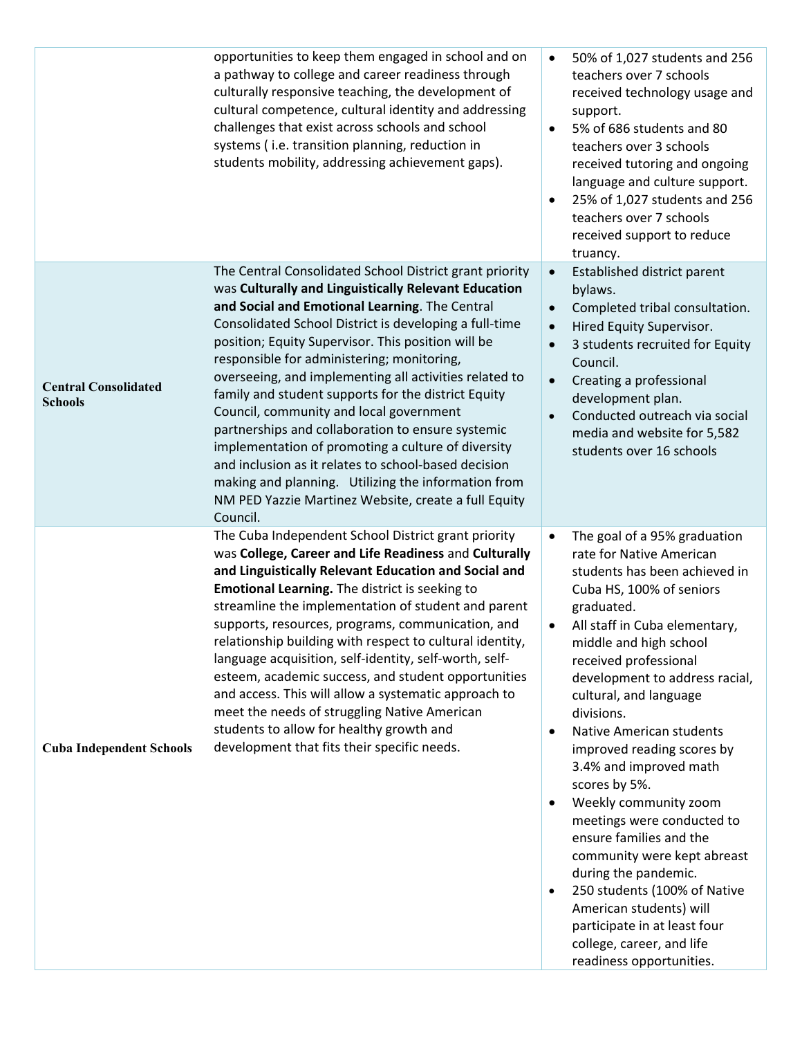| | | |
|---|---|---|
| | opportunities to keep them engaged in school and on a pathway to college and career readiness through culturally responsive teaching, the development of cultural competence, cultural identity and addressing challenges that exist across schools and school systems ( i.e. transition planning, reduction in students mobility, addressing achievement gaps). | • 50% of 1,027 students and 256 teachers over 7 schools received technology usage and support.<br>• 5% of 686 students and 80 teachers over 3 schools received tutoring and ongoing language and culture support.<br>• 25% of 1,027 students and 256 teachers over 7 schools received support to reduce truancy. |
| **Central Consolidated Schools** | The Central Consolidated School District grant priority was **Culturally and Linguistically Relevant Education and Social and Emotional Learning**. The Central Consolidated School District is developing a full-time position; Equity Supervisor. This position will be responsible for administering; monitoring, overseeing, and implementing all activities related to family and student supports for the district Equity Council, community and local government partnerships and collaboration to ensure systemic implementation of promoting a culture of diversity and inclusion as it relates to school-based decision making and planning. Utilizing the information from NM PED Yazzie Martinez Website, create a full Equity Council. | • Established district parent bylaws.<br>• Completed tribal consultation.<br>• Hired Equity Supervisor.<br>• 3 students recruited for Equity Council.<br>• Creating a professional development plan.<br>• Conducted outreach via social media and website for 5,582 students over 16 schools |
| **Cuba Independent Schools** | The Cuba Independent School District grant priority was **College, Career and Life Readiness** and **Culturally and Linguistically Relevant Education and Social and Emotional Learning.** The district is seeking to streamline the implementation of student and parent supports, resources, programs, communication, and relationship building with respect to cultural identity, language acquisition, self-identity, self-worth, self-esteem, academic success, and student opportunities and access. This will allow a systematic approach to meet the needs of struggling Native American students to allow for healthy growth and development that fits their specific needs. | • The goal of a 95% graduation rate for Native American students has been achieved in Cuba HS, 100% of seniors graduated.<br>• All staff in Cuba elementary, middle and high school received professional development to address racial, cultural, and language divisions.<br>• Native American students improved reading scores by 3.4% and improved math scores by 5%.<br>• Weekly community zoom meetings were conducted to ensure families and the community were kept abreast during the pandemic.<br>• 250 students (100% of Native American students) will participate in at least four college, career, and life readiness opportunities. |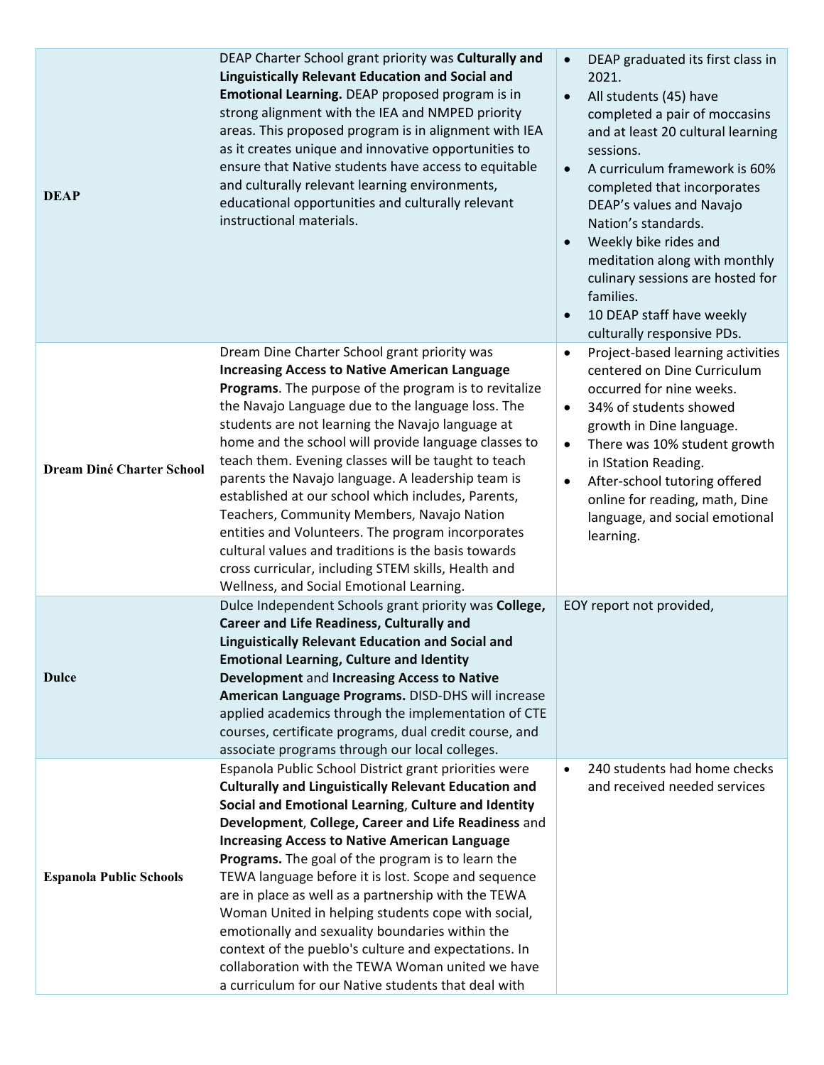| | | |
|---|---|---|
| **DEAP** | DEAP Charter School grant priority was **Culturally and Linguistically Relevant Education and Social and Emotional Learning.** DEAP proposed program is in strong alignment with the IEA and NMPED priority areas. This proposed program is in alignment with IEA as it creates unique and innovative opportunities to ensure that Native students have access to equitable and culturally relevant learning environments, educational opportunities and culturally relevant instructional materials. | • DEAP graduated its first class in 2021.<br>• All students (45) have completed a pair of moccasins and at least 20 cultural learning sessions.<br>• A curriculum framework is 60% completed that incorporates DEAP's values and Navajo Nation's standards.<br>• Weekly bike rides and meditation along with monthly culinary sessions are hosted for families.<br>• 10 DEAP staff have weekly culturally responsive PDs. |
| **Dream Diné Charter School** | Dream Dine Charter School grant priority was **Increasing Access to Native American Language Programs**. The purpose of the program is to revitalize the Navajo Language due to the language loss. The students are not learning the Navajo language at home and the school will provide language classes to teach them. Evening classes will be taught to teach parents the Navajo language. A leadership team is established at our school which includes, Parents, Teachers, Community Members, Navajo Nation entities and Volunteers. The program incorporates cultural values and traditions is the basis towards cross curricular, including STEM skills, Health and Wellness, and Social Emotional Learning. | • Project-based learning activities centered on Dine Curriculum occurred for nine weeks.<br>• 34% of students showed growth in Dine language.<br>• There was 10% student growth in IStation Reading.<br>• After-school tutoring offered online for reading, math, Dine language, and social emotional learning. |
| **Dulce** | Dulce Independent Schools grant priority was **College, Career and Life Readiness, Culturally and Linguistically Relevant Education and Social and Emotional Learning, Culture and Identity Development** and **Increasing Access to Native American Language Programs.** DISD-DHS will increase applied academics through the implementation of CTE courses, certificate programs, dual credit course, and associate programs through our local colleges. | EOY report not provided, |
| **Espanola Public Schools** | Espanola Public School District grant priorities were **Culturally and Linguistically Relevant Education and Social and Emotional Learning**, **Culture and Identity Development**, **College, Career and Life Readiness** and **Increasing Access to Native American Language Programs.** The goal of the program is to learn the TEWA language before it is lost. Scope and sequence are in place as well as a partnership with the TEWA Woman United in helping students cope with social, emotionally and sexuality boundaries within the context of the pueblo's culture and expectations. In collaboration with the TEWA Woman united we have a curriculum for our Native students that deal with | • 240 students had home checks and received needed services |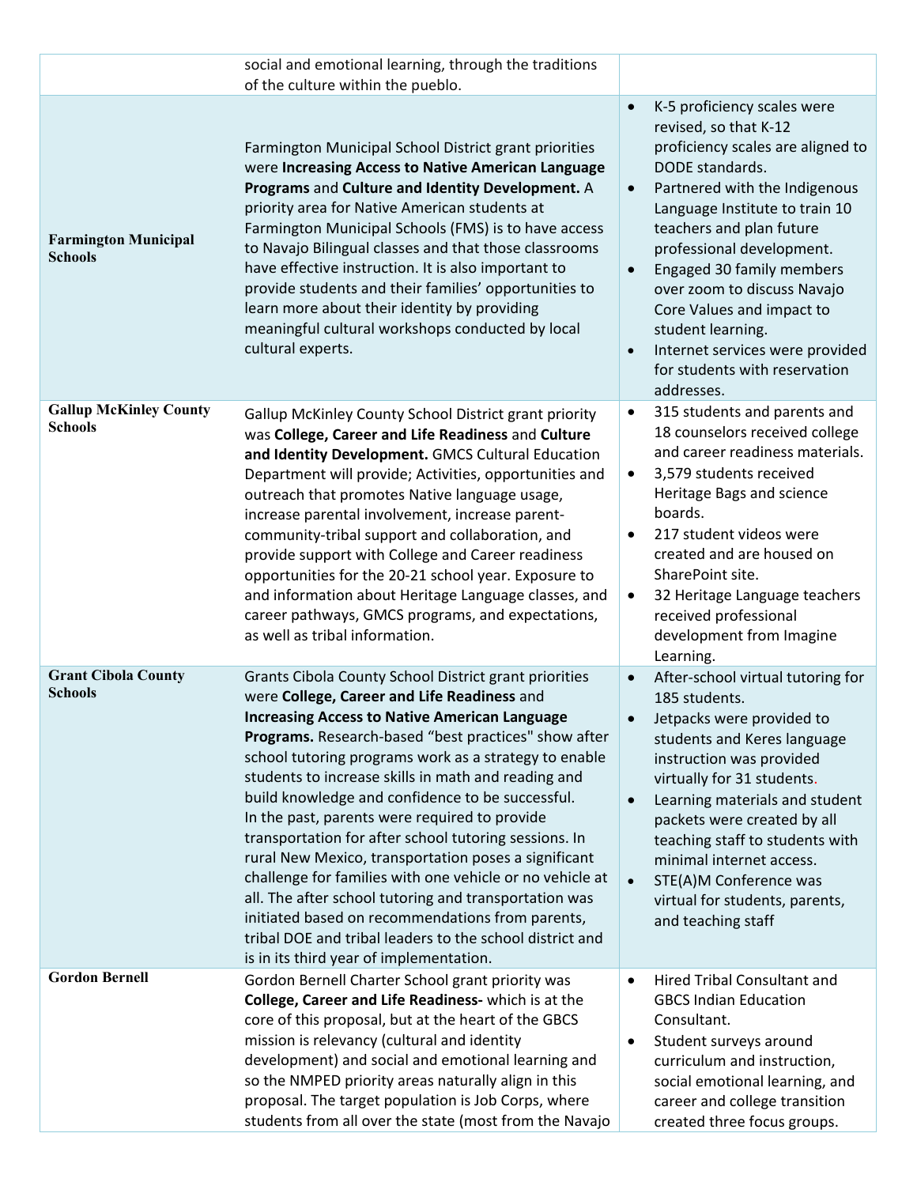| | | |
|---|---|---|
| | social and emotional learning, through the traditions of the culture within the pueblo. | |
| **Farmington Municipal Schools** | Farmington Municipal School District grant priorities were **Increasing Access to Native American Language Programs** and **Culture and Identity Development.** A priority area for Native American students at Farmington Municipal Schools (FMS) is to have access to Navajo Bilingual classes and that those classrooms have effective instruction. It is also important to provide students and their families' opportunities to learn more about their identity by providing meaningful cultural workshops conducted by local cultural experts. | • K-5 proficiency scales were revised, so that K-12 proficiency scales are aligned to DODE standards.<br>• Partnered with the Indigenous Language Institute to train 10 teachers and plan future professional development.<br>• Engaged 30 family members over zoom to discuss Navajo Core Values and impact to student learning.<br>• Internet services were provided for students with reservation addresses. |
| **Gallup McKinley County Schools** | Gallup McKinley County School District grant priority was **College, Career and Life Readiness** and **Culture and Identity Development.** GMCS Cultural Education Department will provide; Activities, opportunities and outreach that promotes Native language usage, increase parental involvement, increase parent-community-tribal support and collaboration, and provide support with College and Career readiness opportunities for the 20-21 school year. Exposure to and information about Heritage Language classes, and career pathways, GMCS programs, and expectations, as well as tribal information. | • 315 students and parents and 18 counselors received college and career readiness materials.<br>• 3,579 students received Heritage Bags and science boards.<br>• 217 student videos were created and are housed on SharePoint site.<br>• 32 Heritage Language teachers received professional development from Imagine Learning. |
| **Grant Cibola County Schools** | Grants Cibola County School District grant priorities were **College, Career and Life Readiness** and **Increasing Access to Native American Language Programs.** Research-based "best practices" show after school tutoring programs work as a strategy to enable students to increase skills in math and reading and build knowledge and confidence to be successful. In the past, parents were required to provide transportation for after school tutoring sessions. In rural New Mexico, transportation poses a significant challenge for families with one vehicle or no vehicle at all. The after school tutoring and transportation was initiated based on recommendations from parents, tribal DOE and tribal leaders to the school district and is in its third year of implementation. | • After-school virtual tutoring for 185 students.<br>• Jetpacks were provided to students and Keres language instruction was provided virtually for 31 students.<br>• Learning materials and student packets were created by all teaching staff to students with minimal internet access.<br>• STE(A)M Conference was virtual for students, parents, and teaching staff |
| **Gordon Bernell** | Gordon Bernell Charter School grant priority was **College, Career and Life Readiness-** which is at the core of this proposal, but at the heart of the GBCS mission is relevancy (cultural and identity development) and social and emotional learning and so the NMPED priority areas naturally align in this proposal. The target population is Job Corps, where students from all over the state (most from the Navajo | • Hired Tribal Consultant and GBCS Indian Education Consultant.<br>• Student surveys around curriculum and instruction, social emotional learning, and career and college transition created three focus groups. |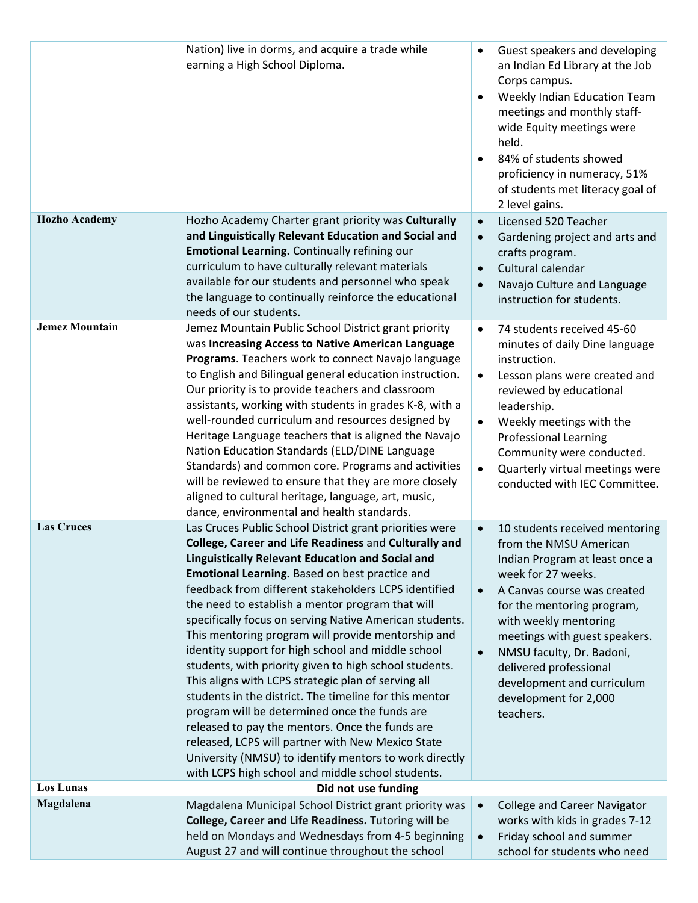| | | |
|---|---|---|
| | Nation) live in dorms, and acquire a trade while earning a High School Diploma. | • Guest speakers and developing an Indian Ed Library at the Job Corps campus.<br>• Weekly Indian Education Team meetings and monthly staff-wide Equity meetings were held.<br>• 84% of students showed proficiency in numeracy, 51% of students met literacy goal of 2 level gains. |
| **Hozho Academy** | Hozho Academy Charter grant priority was **Culturally and Linguistically Relevant Education and Social and Emotional Learning.** Continually refining our curriculum to have culturally relevant materials available for our students and personnel who speak the language to continually reinforce the educational needs of our students. | • Licensed 520 Teacher<br>• Gardening project and arts and crafts program.<br>• Cultural calendar<br>• Navajo Culture and Language instruction for students. |
| **Jemez Mountain** | Jemez Mountain Public School District grant priority was **Increasing Access to Native American Language Programs**. Teachers work to connect Navajo language to English and Bilingual general education instruction. Our priority is to provide teachers and classroom assistants, working with students in grades K-8, with a well-rounded curriculum and resources designed by Heritage Language teachers that is aligned the Navajo Nation Education Standards (ELD/DINE Language Standards) and common core. Programs and activities will be reviewed to ensure that they are more closely aligned to cultural heritage, language, art, music, dance, environmental and health standards. | • 74 students received 45-60 minutes of daily Dine language instruction.<br>• Lesson plans were created and reviewed by educational leadership.<br>• Weekly meetings with the Professional Learning Community were conducted.<br>• Quarterly virtual meetings were conducted with IEC Committee. |
| **Las Cruces** | Las Cruces Public School District grant priorities were **College, Career and Life Readiness** and **Culturally and Linguistically Relevant Education and Social and Emotional Learning.** Based on best practice and feedback from different stakeholders LCPS identified the need to establish a mentor program that will specifically focus on serving Native American students. This mentoring program will provide mentorship and identity support for high school and middle school students, with priority given to high school students. This aligns with LCPS strategic plan of serving all students in the district. The timeline for this mentor program will be determined once the funds are released to pay the mentors. Once the funds are released, LCPS will partner with New Mexico State University (NMSU) to identify mentors to work directly with LCPS high school and middle school students. | • 10 students received mentoring from the NMSU American Indian Program at least once a week for 27 weeks.<br>• A Canvas course was created for the mentoring program, with weekly mentoring meetings with guest speakers.<br>• NMSU faculty, Dr. Badoni, delivered professional development and curriculum development for 2,000 teachers. |
| **Los Lunas** | **Did not use funding** | |
| **Magdalena** | Magdalena Municipal School District grant priority was **College, Career and Life Readiness.** Tutoring will be held on Mondays and Wednesdays from 4-5 beginning August 27 and will continue throughout the school | • College and Career Navigator works with kids in grades 7-12<br>• Friday school and summer school for students who need |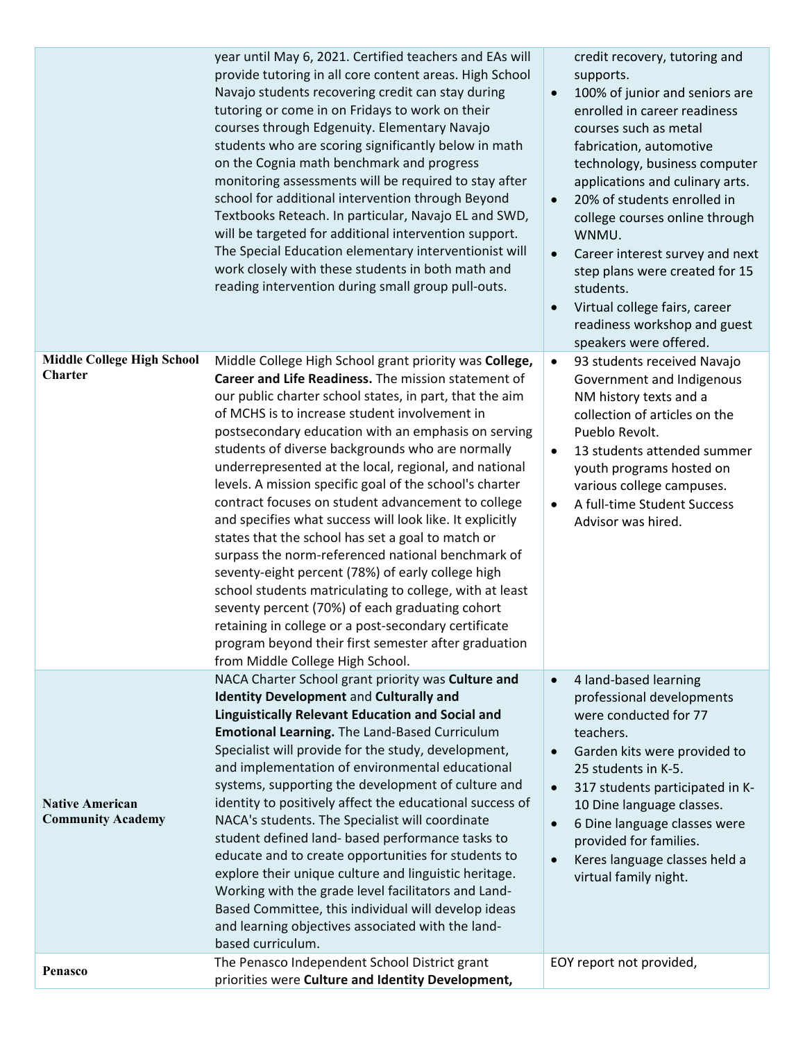| | | |
|---|---|---|
| | year until May 6, 2021. Certified teachers and EAs will provide tutoring in all core content areas. High School Navajo students recovering credit can stay during tutoring or come in on Fridays to work on their courses through Edgenuity. Elementary Navajo students who are scoring significantly below in math on the Cognia math benchmark and progress monitoring assessments will be required to stay after school for additional intervention through Beyond Textbooks Reteach. In particular, Navajo EL and SWD, will be targeted for additional intervention support. The Special Education elementary interventionist will work closely with these students in both math and reading intervention during small group pull-outs. | credit recovery, tutoring and supports.<br>• 100% of junior and seniors are enrolled in career readiness courses such as metal fabrication, automotive technology, business computer applications and culinary arts.<br>• 20% of students enrolled in college courses online through WNMU.<br>• Career interest survey and next step plans were created for 15 students.<br>• Virtual college fairs, career readiness workshop and guest speakers were offered. |
| **Middle College High School Charter** | Middle College High School grant priority was **College, Career and Life Readiness.** The mission statement of our public charter school states, in part, that the aim of MCHS is to increase student involvement in postsecondary education with an emphasis on serving students of diverse backgrounds who are normally underrepresented at the local, regional, and national levels. A mission specific goal of the school's charter contract focuses on student advancement to college and specifies what success will look like. It explicitly states that the school has set a goal to match or surpass the norm-referenced national benchmark of seventy-eight percent (78%) of early college high school students matriculating to college, with at least seventy percent (70%) of each graduating cohort retaining in college or a post-secondary certificate program beyond their first semester after graduation from Middle College High School. | • 93 students received Navajo Government and Indigenous NM history texts and a collection of articles on the Pueblo Revolt.<br>• 13 students attended summer youth programs hosted on various college campuses.<br>• A full-time Student Success Advisor was hired. |
| **Native American Community Academy** | NACA Charter School grant priority was **Culture and Identity Development** and **Culturally and Linguistically Relevant Education and Social and Emotional Learning.** The Land-Based Curriculum Specialist will provide for the study, development, and implementation of environmental educational systems, supporting the development of culture and identity to positively affect the educational success of NACA's students. The Specialist will coordinate student defined land- based performance tasks to educate and to create opportunities for students to explore their unique culture and linguistic heritage. Working with the grade level facilitators and Land-Based Committee, this individual will develop ideas and learning objectives associated with the land-based curriculum. | • 4 land-based learning professional developments were conducted for 77 teachers.<br>• Garden kits were provided to 25 students in K-5.<br>• 317 students participated in K-10 Dine language classes.<br>• 6 Dine language classes were provided for families.<br>• Keres language classes held a virtual family night. |
| **Penasco** | The Penasco Independent School District grant priorities were **Culture and Identity Development,** | EOY report not provided, |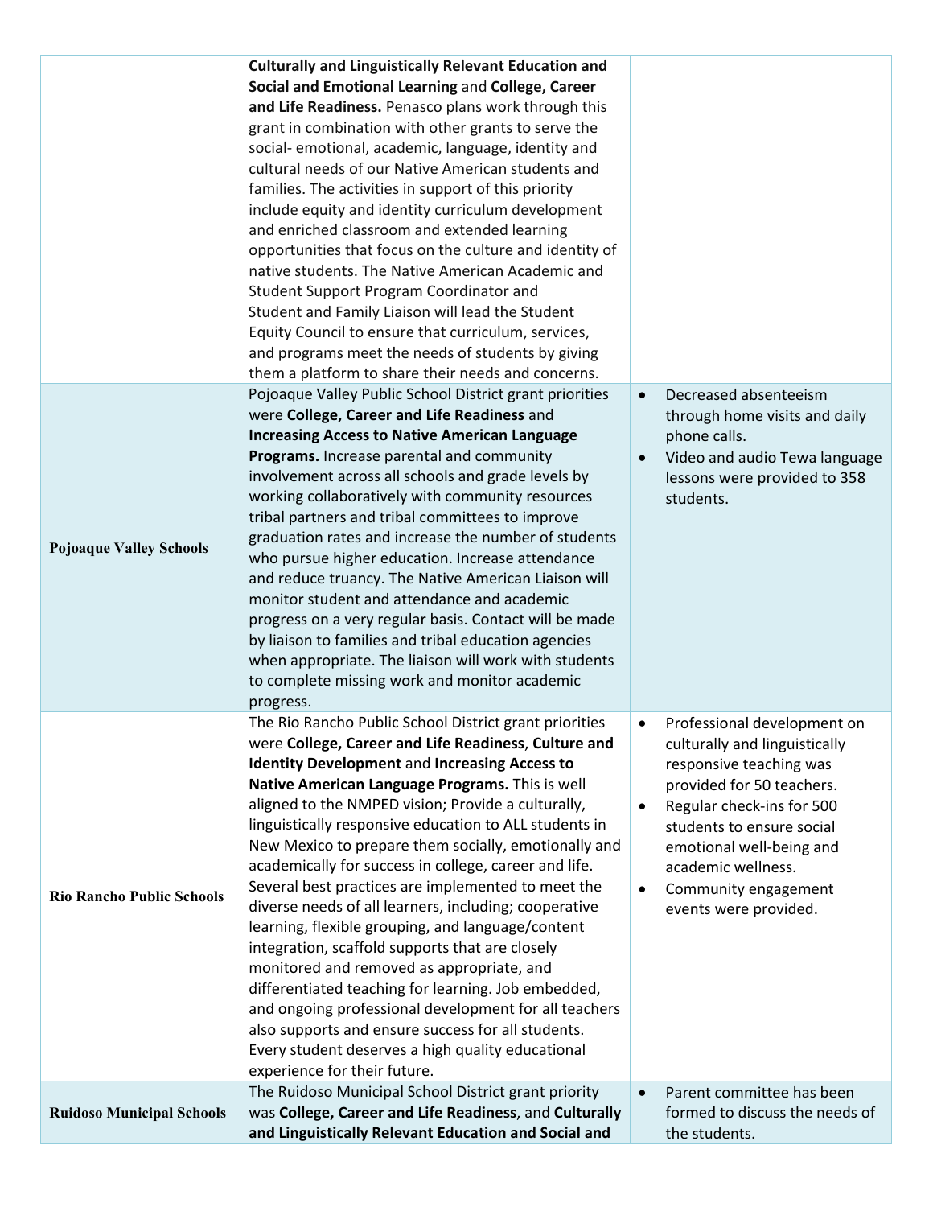| | | |
|---|---|---|
| | **Culturally and Linguistically Relevant Education and Social and Emotional Learning** and **College, Career and Life Readiness.** Penasco plans work through this grant in combination with other grants to serve the social- emotional, academic, language, identity and cultural needs of our Native American students and families. The activities in support of this priority include equity and identity curriculum development and enriched classroom and extended learning opportunities that focus on the culture and identity of native students. The Native American Academic and Student Support Program Coordinator and Student and Family Liaison will lead the Student Equity Council to ensure that curriculum, services, and programs meet the needs of students by giving them a platform to share their needs and concerns. | |
| **Pojoaque Valley Schools** | Pojoaque Valley Public School District grant priorities were **College, Career and Life Readiness** and **Increasing Access to Native American Language Programs.** Increase parental and community involvement across all schools and grade levels by working collaboratively with community resources tribal partners and tribal committees to improve graduation rates and increase the number of students who pursue higher education. Increase attendance and reduce truancy. The Native American Liaison will monitor student and attendance and academic progress on a very regular basis. Contact will be made by liaison to families and tribal education agencies when appropriate. The liaison will work with students to complete missing work and monitor academic progress. | • Decreased absenteeism through home visits and daily phone calls.<br>• Video and audio Tewa language lessons were provided to 358 students. |
| **Rio Rancho Public Schools** | The Rio Rancho Public School District grant priorities were **College, Career and Life Readiness**, **Culture and Identity Development** and **Increasing Access to Native American Language Programs.** This is well aligned to the NMPED vision; Provide a culturally, linguistically responsive education to ALL students in New Mexico to prepare them socially, emotionally and academically for success in college, career and life. Several best practices are implemented to meet the diverse needs of all learners, including; cooperative learning, flexible grouping, and language/content integration, scaffold supports that are closely monitored and removed as appropriate, and differentiated teaching for learning. Job embedded, and ongoing professional development for all teachers also supports and ensure success for all students. Every student deserves a high quality educational experience for their future. | • Professional development on culturally and linguistically responsive teaching was provided for 50 teachers.<br>• Regular check-ins for 500 students to ensure social emotional well-being and academic wellness.<br>• Community engagement events were provided. |
| **Ruidoso Municipal Schools** | The Ruidoso Municipal School District grant priority was **College, Career and Life Readiness**, and **Culturally and Linguistically Relevant Education and Social and** | • Parent committee has been formed to discuss the needs of the students. |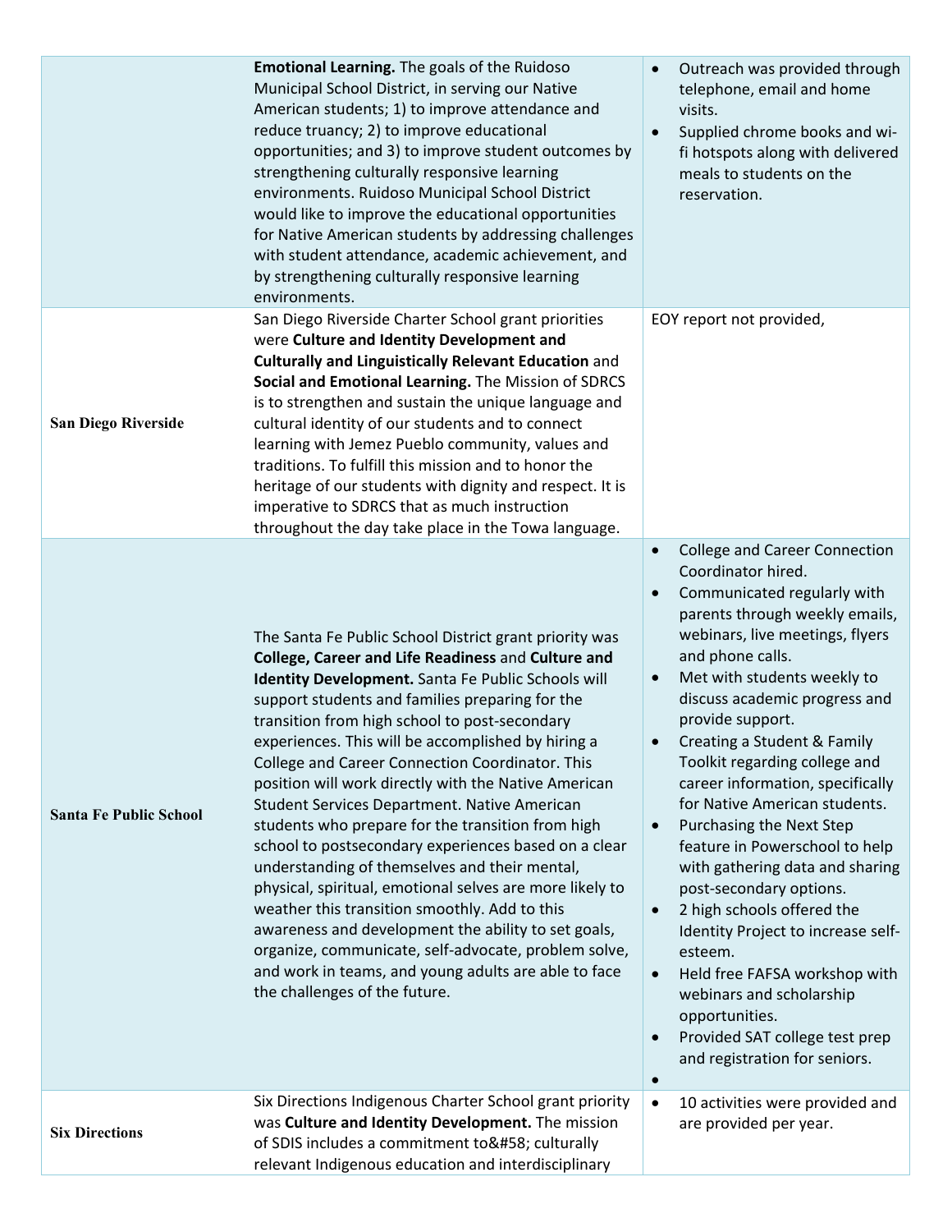| | | |
|---|---|---|
| | **Emotional Learning.** The goals of the Ruidoso Municipal School District, in serving our Native American students; 1) to improve attendance and reduce truancy; 2) to improve educational opportunities; and 3) to improve student outcomes by strengthening culturally responsive learning environments. Ruidoso Municipal School District would like to improve the educational opportunities for Native American students by addressing challenges with student attendance, academic achievement, and by strengthening culturally responsive learning environments. | • Outreach was provided through telephone, email and home visits.<br>• Supplied chrome books and wi-fi hotspots along with delivered meals to students on the reservation. |
| **San Diego Riverside** | San Diego Riverside Charter School grant priorities were **Culture and Identity Development and Culturally and Linguistically Relevant Education** and **Social and Emotional Learning.** The Mission of SDRCS is to strengthen and sustain the unique language and cultural identity of our students and to connect learning with Jemez Pueblo community, values and traditions. To fulfill this mission and to honor the heritage of our students with dignity and respect. It is imperative to SDRCS that as much instruction throughout the day take place in the Towa language. | EOY report not provided, |
| **Santa Fe Public School** | The Santa Fe Public School District grant priority was **College, Career and Life Readiness** and **Culture and Identity Development.** Santa Fe Public Schools will support students and families preparing for the transition from high school to post-secondary experiences. This will be accomplished by hiring a College and Career Connection Coordinator. This position will work directly with the Native American Student Services Department. Native American students who prepare for the transition from high school to postsecondary experiences based on a clear understanding of themselves and their mental, physical, spiritual, emotional selves are more likely to weather this transition smoothly. Add to this awareness and development the ability to set goals, organize, communicate, self-advocate, problem solve, and work in teams, and young adults are able to face the challenges of the future. | • College and Career Connection Coordinator hired.<br>• Communicated regularly with parents through weekly emails, webinars, live meetings, flyers and phone calls.<br>• Met with students weekly to discuss academic progress and provide support.<br>• Creating a Student & Family Toolkit regarding college and career information, specifically for Native American students.<br>• Purchasing the Next Step feature in Powerschool to help with gathering data and sharing post-secondary options.<br>• 2 high schools offered the Identity Project to increase self-esteem.<br>• Held free FAFSA workshop with webinars and scholarship opportunities.<br>• Provided SAT college test prep and registration for seniors.<br>• |
| **Six Directions** | Six Directions Indigenous Charter School grant priority was **Culture and Identity Development.** The mission of SDIS includes a commitment to&#58; culturally relevant Indigenous education and interdisciplinary | • 10 activities were provided and are provided per year. |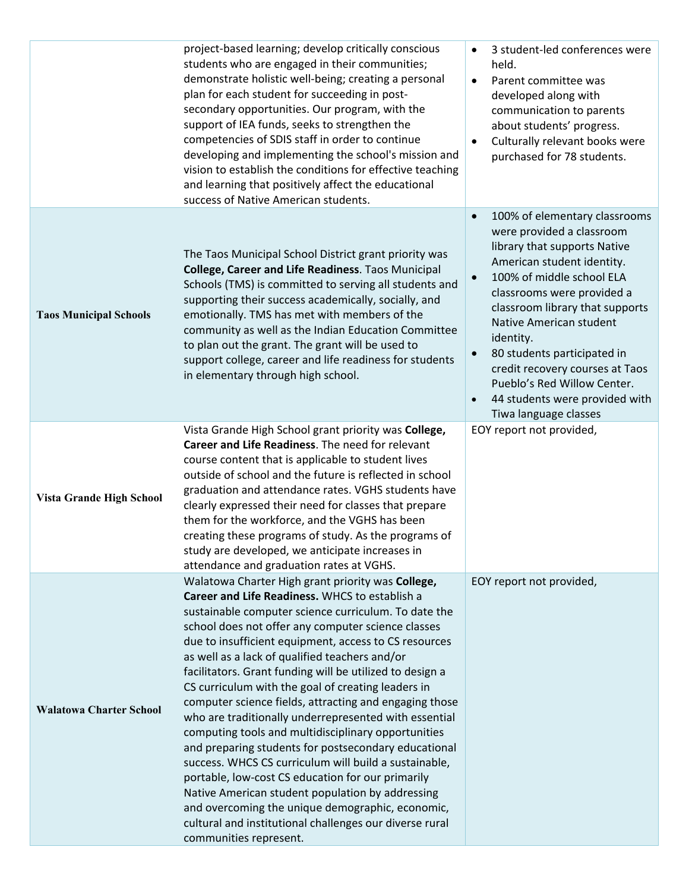| | | |
|---|---|---|
| | project-based learning; develop critically conscious students who are engaged in their communities; demonstrate holistic well-being; creating a personal plan for each student for succeeding in post-secondary opportunities. Our program, with the support of IEA funds, seeks to strengthen the competencies of SDIS staff in order to continue developing and implementing the school's mission and vision to establish the conditions for effective teaching and learning that positively affect the educational success of Native American students. | • 3 student-led conferences were held.<br>• Parent committee was developed along with communication to parents about students' progress.<br>• Culturally relevant books were purchased for 78 students. |
| **Taos Municipal Schools** | The Taos Municipal School District grant priority was **College, Career and Life Readiness**. Taos Municipal Schools (TMS) is committed to serving all students and supporting their success academically, socially, and emotionally. TMS has met with members of the community as well as the Indian Education Committee to plan out the grant. The grant will be used to support college, career and life readiness for students in elementary through high school. | • 100% of elementary classrooms were provided a classroom library that supports Native American student identity.<br>• 100% of middle school ELA classrooms were provided a classroom library that supports Native American student identity.<br>• 80 students participated in credit recovery courses at Taos Pueblo's Red Willow Center.<br>• 44 students were provided with Tiwa language classes |
| **Vista Grande High School** | Vista Grande High School grant priority was **College, Career and Life Readiness**. The need for relevant course content that is applicable to student lives outside of school and the future is reflected in school graduation and attendance rates. VGHS students have clearly expressed their need for classes that prepare them for the workforce, and the VGHS has been creating these programs of study. As the programs of study are developed, we anticipate increases in attendance and graduation rates at VGHS. | EOY report not provided, |
| **Walatowa Charter School** | Walatowa Charter High grant priority was **College, Career and Life Readiness.** WHCS to establish a sustainable computer science curriculum. To date the school does not offer any computer science classes due to insufficient equipment, access to CS resources as well as a lack of qualified teachers and/or facilitators. Grant funding will be utilized to design a CS curriculum with the goal of creating leaders in computer science fields, attracting and engaging those who are traditionally underrepresented with essential computing tools and multidisciplinary opportunities and preparing students for postsecondary educational success. WHCS CS curriculum will build a sustainable, portable, low-cost CS education for our primarily Native American student population by addressing and overcoming the unique demographic, economic, cultural and institutional challenges our diverse rural communities represent. | EOY report not provided, |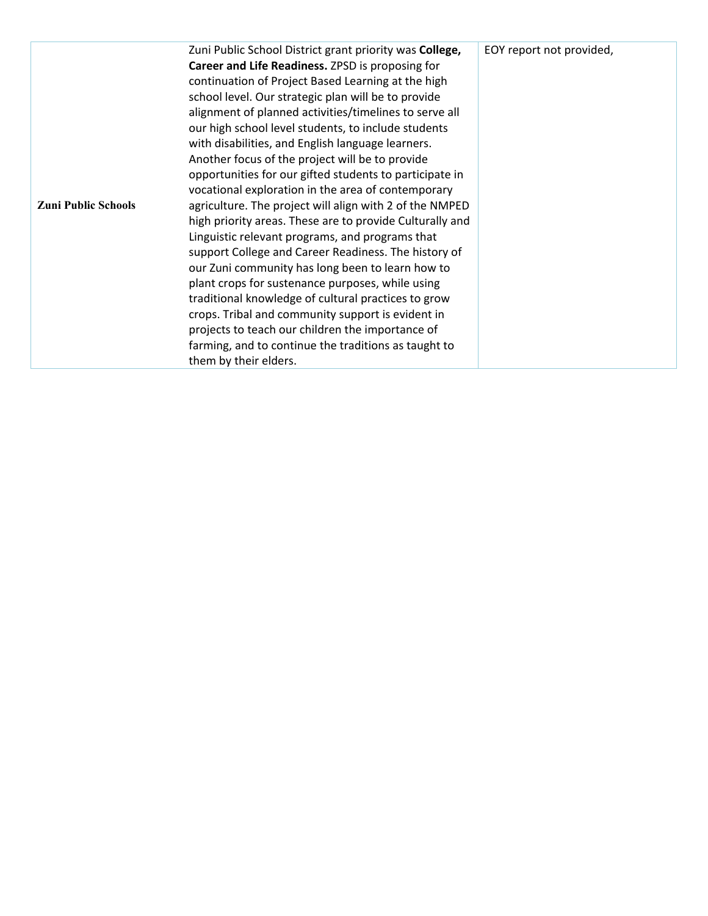| | | |
|---|---|---|
| **Zuni Public Schools** | Zuni Public School District grant priority was **College, Career and Life Readiness.** ZPSD is proposing for continuation of Project Based Learning at the high school level. Our strategic plan will be to provide alignment of planned activities/timelines to serve all our high school level students, to include students with disabilities, and English language learners. Another focus of the project will be to provide opportunities for our gifted students to participate in vocational exploration in the area of contemporary agriculture. The project will align with 2 of the NMPED high priority areas. These are to provide Culturally and Linguistic relevant programs, and programs that support College and Career Readiness. The history of our Zuni community has long been to learn how to plant crops for sustenance purposes, while using traditional knowledge of cultural practices to grow crops. Tribal and community support is evident in projects to teach our children the importance of farming, and to continue the traditions as taught to them by their elders. | EOY report not provided, |